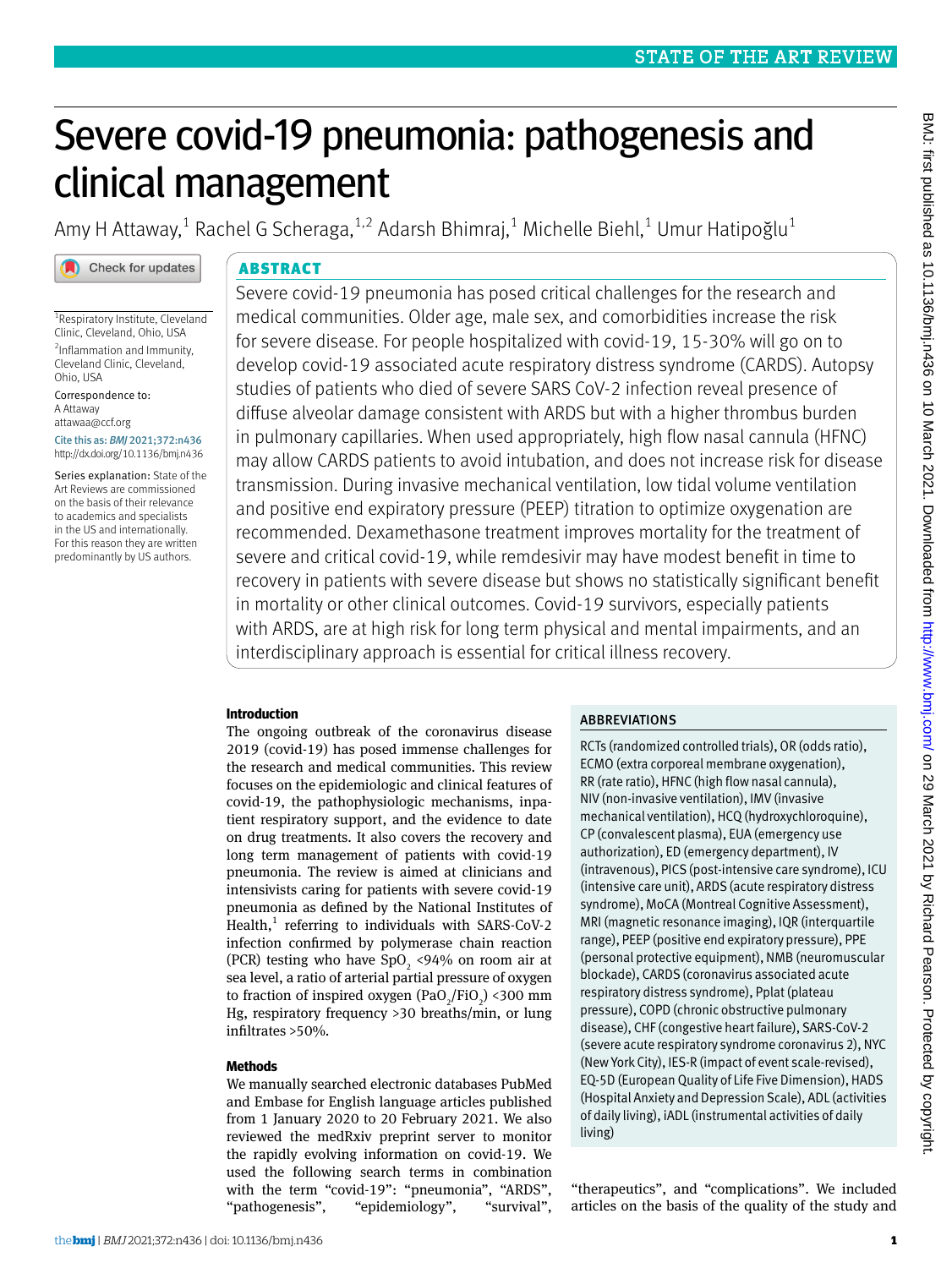# Severe covid-19 pneumonia: pathogenesis and clinical management

Amy H Attaway,[1] Rachel G Scheraga,[1,2] Adarsh Bhimraj,[1] Michelle Biehl,[1] Umur Hatipoğlu[1]

[1]Respiratory Institute, Cleveland Clinic, Cleveland, Ohio, USA

[2]Inflammation and Immunity, Cleveland Clinic, Cleveland, Ohio, USA

Correspondence to: A Attaway attawaa@ccf.org

Cite this as: *BMJ* 2021;372:n436
http://dx.doi.org/10.1136/bmj.n436

Series explanation: State of the Art Reviews are commissioned on the basis of their relevance to academics and specialists in the US and internationally. For this reason they are written predominantly by US authors.

## ABSTRACT

Severe covid-19 pneumonia has posed critical challenges for the research and medical communities. Older age, male sex, and comorbidities increase the risk for severe disease. For people hospitalized with covid-19, 15-30% will go on to develop covid-19 associated acute respiratory distress syndrome (CARDS). Autopsy studies of patients who died of severe SARS CoV-2 infection reveal presence of diffuse alveolar damage consistent with ARDS but with a higher thrombus burden in pulmonary capillaries. When used appropriately, high flow nasal cannula (HFNC) may allow CARDS patients to avoid intubation, and does not increase risk for disease transmission. During invasive mechanical ventilation, low tidal volume ventilation and positive end expiratory pressure (PEEP) titration to optimize oxygenation are recommended. Dexamethasone treatment improves mortality for the treatment of severe and critical covid-19, while remdesivir may have modest benefit in time to recovery in patients with severe disease but shows no statistically significant benefit in mortality or other clinical outcomes. Covid-19 survivors, especially patients with ARDS, are at high risk for long term physical and mental impairments, and an interdisciplinary approach is essential for critical illness recovery.

### Introduction

The ongoing outbreak of the coronavirus disease 2019 (covid-19) has posed immense challenges for the research and medical communities. This review focuses on the epidemiologic and clinical features of covid-19, the pathophysiologic mechanisms, inpatient respiratory support, and the evidence to date on drug treatments. It also covers the recovery and long term management of patients with covid-19 pneumonia. The review is aimed at clinicians and intensivists caring for patients with severe covid-19 pneumonia as defined by the National Institutes of Health,[1] referring to individuals with SARS-CoV-2 infection confirmed by polymerase chain reaction (PCR) testing who have $SpO_2$ <94% on room air at sea level, a ratio of arterial partial pressure of oxygen to fraction of inspired oxygen ($PaO_2/FiO_2$) <300 mm Hg, respiratory frequency >30 breaths/min, or lung infiltrates >50%.

### Methods

We manually searched electronic databases PubMed and Embase for English language articles published from 1 January 2020 to 20 February 2021. We also reviewed the medRxiv preprint server to monitor the rapidly evolving information on covid-19. We used the following search terms in combination with the term "covid-19": "pneumonia", "ARDS", "pathogenesis", "epidemiology", "survival", "therapeutics", and "complications". We included articles on the basis of the quality of the study and

#### ABBREVIATIONS

RCTs (randomized controlled trials), OR (odds ratio), ECMO (extra corporeal membrane oxygenation), RR (rate ratio), HFNC (high flow nasal cannula), NIV (non-invasive ventilation), IMV (invasive mechanical ventilation), HCQ (hydroxychloroquine), CP (convalescent plasma), EUA (emergency use authorization), ED (emergency department), IV (intravenous), PICS (post-intensive care syndrome), ICU (intensive care unit), ARDS (acute respiratory distress syndrome), MoCA (Montreal Cognitive Assessment), MRI (magnetic resonance imaging), IQR (interquartile range), PEEP (positive end expiratory pressure), PPE (personal protective equipment), NMB (neuromuscular blockade), CARDS (coronavirus associated acute respiratory distress syndrome), Pplat (plateau pressure), COPD (chronic obstructive pulmonary disease), CHF (congestive heart failure), SARS-CoV-2 (severe acute respiratory syndrome coronavirus 2), NYC (New York City), IES-R (impact of event scale-revised), EQ-5D (European Quality of Life Five Dimension), HADS (Hospital Anxiety and Depression Scale), ADL (activities of daily living), iADL (instrumental activities of daily living)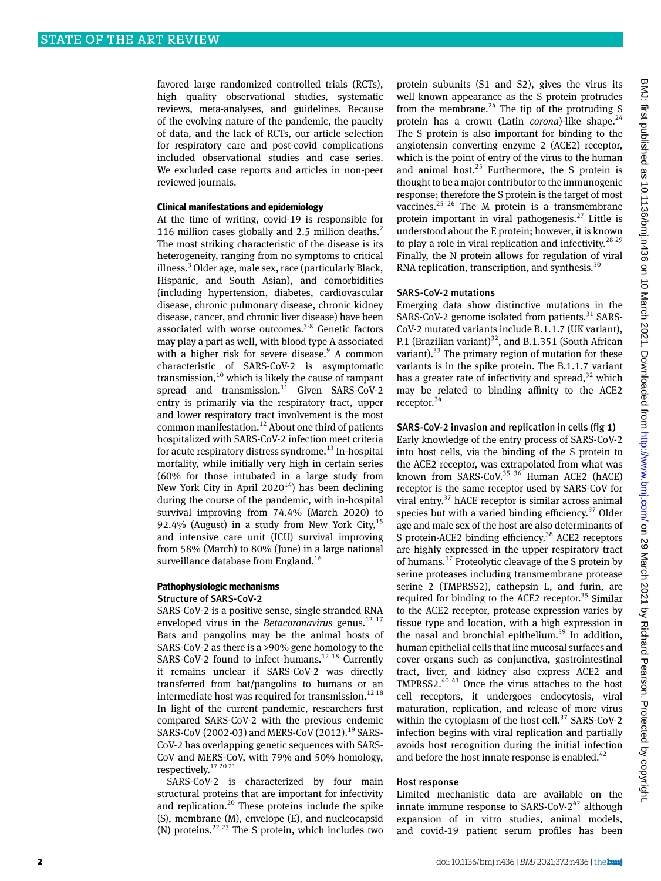favored large randomized controlled trials (RCTs), high quality observational studies, systematic reviews, meta-analyses, and guidelines. Because of the evolving nature of the pandemic, the paucity of data, and the lack of RCTs, our article selection for respiratory care and post-covid complications included observational studies and case series. We excluded case reports and articles in non-peer reviewed journals.

## Clinical manifestations and epidemiology

At the time of writing, covid-19 is responsible for 116 million cases globally and 2.5 million deaths.[2] The most striking characteristic of the disease is its heterogeneity, ranging from no symptoms to critical illness.[3] Older age, male sex, race (particularly Black, Hispanic, and South Asian), and comorbidities (including hypertension, diabetes, cardiovascular disease, chronic pulmonary disease, chronic kidney disease, cancer, and chronic liver disease) have been associated with worse outcomes.[3-8] Genetic factors may play a part as well, with blood type A associated with a higher risk for severe disease.[9] A common characteristic of SARS-CoV-2 is asymptomatic transmission,[10] which is likely the cause of rampant spread and transmission.[11] Given SARS-CoV-2 entry is primarily via the respiratory tract, upper and lower respiratory tract involvement is the most common manifestation.[12] About one third of patients hospitalized with SARS-CoV-2 infection meet criteria for acute respiratory distress syndrome.[13] In-hospital mortality, while initially very high in certain series (60% for those intubated in a large study from New York City in April 2020[14]) has been declining during the course of the pandemic, with in-hospital survival improving from 74.4% (March 2020) to 92.4% (August) in a study from New York City,[15] and intensive care unit (ICU) survival improving from 58% (March) to 80% (June) in a large national surveillance database from England.[16]

## Pathophysiologic mechanisms

### Structure of SARS-CoV-2

SARS-CoV-2 is a positive sense, single stranded RNA enveloped virus in the *Betacoronavirus* genus.[12,17] Bats and pangolins may be the animal hosts of SARS-CoV-2 as there is a >90% gene homology to the SARS-CoV-2 found to infect humans.[12,18] Currently it remains unclear if SARS-CoV-2 was directly transferred from bat/pangolins to humans or an intermediate host was required for transmission.[12,18] In light of the current pandemic, researchers first compared SARS-CoV-2 with the previous endemic SARS-CoV (2002-03) and MERS-CoV (2012).[19] SARS-CoV-2 has overlapping genetic sequences with SARS-CoV and MERS-CoV, with 79% and 50% homology, respectively.[17,20,21]

SARS-CoV-2 is characterized by four main structural proteins that are important for infectivity and replication.[20] These proteins include the spike (S), membrane (M), envelope (E), and nucleocapsid (N) proteins.[22,23] The S protein, which includes two protein subunits (S1 and S2), gives the virus its well known appearance as the S protein protrudes from the membrane.[24] The tip of the protruding S protein has a crown (Latin *corona*)-like shape.[24] The S protein is also important for binding to the angiotensin converting enzyme 2 (ACE2) receptor, which is the point of entry of the virus to the human and animal host.[25] Furthermore, the S protein is thought to be a major contributor to the immunogenic response; therefore the S protein is the target of most vaccines.[25,26] The M protein is a transmembrane protein important in viral pathogenesis.[27] Little is understood about the E protein; however, it is known to play a role in viral replication and infectivity.[28,29] Finally, the N protein allows for regulation of viral RNA replication, transcription, and synthesis.[30]

### SARS-CoV-2 mutations

Emerging data show distinctive mutations in the SARS-CoV-2 genome isolated from patients.[31] SARS-CoV-2 mutated variants include B.1.1.7 (UK variant), P.1 (Brazilian variant)[32], and B.1.351 (South African variant).[33] The primary region of mutation for these variants is in the spike protein. The B.1.1.7 variant has a greater rate of infectivity and spread,[32] which may be related to binding affinity to the ACE2 receptor.[34]

### SARS-CoV-2 invasion and replication in cells (fig 1)

Early knowledge of the entry process of SARS-CoV-2 into host cells, via the binding of the S protein to the ACE2 receptor, was extrapolated from what was known from SARS-CoV.[35,36] Human ACE2 (hACE) receptor is the same receptor used by SARS-CoV for viral entry.[37] hACE receptor is similar across animal species but with a varied binding efficiency.[37] Older age and male sex of the host are also determinants of S protein-ACE2 binding efficiency.[38] ACE2 receptors are highly expressed in the upper respiratory tract of humans.[17] Proteolytic cleavage of the S protein by serine proteases including transmembrane protease serine 2 (TMPRSS2), cathepsin L, and furin, are required for binding to the ACE2 receptor.[35] Similar to the ACE2 receptor, protease expression varies by tissue type and location, with a high expression in the nasal and bronchial epithelium.[39] In addition, human epithelial cells that line mucosal surfaces and cover organs such as conjunctiva, gastrointestinal tract, liver, and kidney also express ACE2 and TMPRSS2.[40,41] Once the virus attaches to the host cell receptors, it undergoes endocytosis, viral maturation, replication, and release of more virus within the cytoplasm of the host cell.[37] SARS-CoV-2 infection begins with viral replication and partially avoids host recognition during the initial infection and before the host innate response is enabled.[42]

### Host response

Limited mechanistic data are available on the innate immune response to SARS-CoV-2[42] although expansion of in vitro studies, animal models, and covid-19 patient serum profiles has been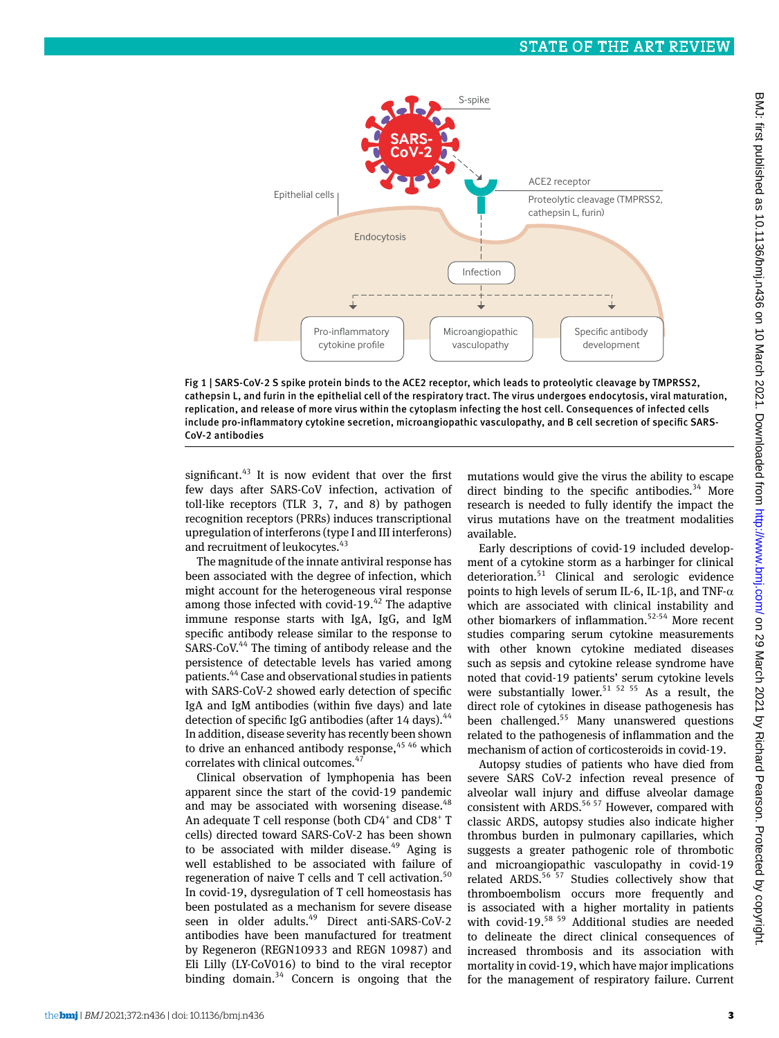Fig 1 | SARS-CoV-2 S spike protein binds to the ACE2 receptor, which leads to proteolytic cleavage by TMPRSS2, cathepsin L, and furin in the epithelial cell of the respiratory tract. The virus undergoes endocytosis, viral maturation, replication, and release of more virus within the cytoplasm infecting the host cell. Consequences of infected cells include pro-inflammatory cytokine secretion, microangiopathic vasculopathy, and B cell secretion of specific SARS-CoV-2 antibodies

significant.[43] It is now evident that over the first few days after SARS-CoV infection, activation of toll-like receptors (TLR 3, 7, and 8) by pathogen recognition receptors (PRRs) induces transcriptional upregulation of interferons (type I and III interferons) and recruitment of leukocytes.[43]

The magnitude of the innate antiviral response has been associated with the degree of infection, which might account for the heterogeneous viral response among those infected with covid-19.[42] The adaptive immune response starts with IgA, IgG, and IgM specific antibody release similar to the response to SARS-CoV.[44] The timing of antibody release and the persistence of detectable levels has varied among patients.[44] Case and observational studies in patients with SARS-CoV-2 showed early detection of specific IgA and IgM antibodies (within five days) and late detection of specific IgG antibodies (after 14 days).[44] In addition, disease severity has recently been shown to drive an enhanced antibody response,[45 46] which correlates with clinical outcomes.[47]

Clinical observation of lymphopenia has been apparent since the start of the covid-19 pandemic and may be associated with worsening disease.[48] An adequate T cell response (both $CD4^+$ and $CD8^+$ T cells) directed toward SARS-CoV-2 has been shown to be associated with milder disease.[49] Aging is well established to be associated with failure of regeneration of naive T cells and T cell activation.[50] In covid-19, dysregulation of T cell homeostasis has been postulated as a mechanism for severe disease seen in older adults.[49] Direct anti-SARS-CoV-2 antibodies have been manufactured for treatment by Regeneron (REGN10933 and REGN 10987) and Eli Lilly (LY-CoV016) to bind to the viral receptor binding domain.[34] Concern is ongoing that the mutations would give the virus the ability to escape direct binding to the specific antibodies.[34] More research is needed to fully identify the impact the virus mutations have on the treatment modalities available.

Early descriptions of covid-19 included development of a cytokine storm as a harbinger for clinical deterioration.[51] Clinical and serologic evidence points to high levels of serum IL-6, IL-1β, and TNF-α which are associated with clinical instability and other biomarkers of inflammation.[52-54] More recent studies comparing serum cytokine measurements with other known cytokine mediated diseases such as sepsis and cytokine release syndrome have noted that covid-19 patients' serum cytokine levels were substantially lower.[51 52 55] As a result, the direct role of cytokines in disease pathogenesis has been challenged.[55] Many unanswered questions related to the pathogenesis of inflammation and the mechanism of action of corticosteroids in covid-19.

Autopsy studies of patients who have died from severe SARS CoV-2 infection reveal presence of alveolar wall injury and diffuse alveolar damage consistent with ARDS.[56 57] However, compared with classic ARDS, autopsy studies also indicate higher thrombus burden in pulmonary capillaries, which suggests a greater pathogenic role of thrombotic and microangiopathic vasculopathy in covid-19 related ARDS.[56 57] Studies collectively show that thromboembolism occurs more frequently and is associated with a higher mortality in patients with covid-19.[58 59] Additional studies are needed to delineate the direct clinical consequences of increased thrombosis and its association with mortality in covid-19, which have major implications for the management of respiratory failure. Current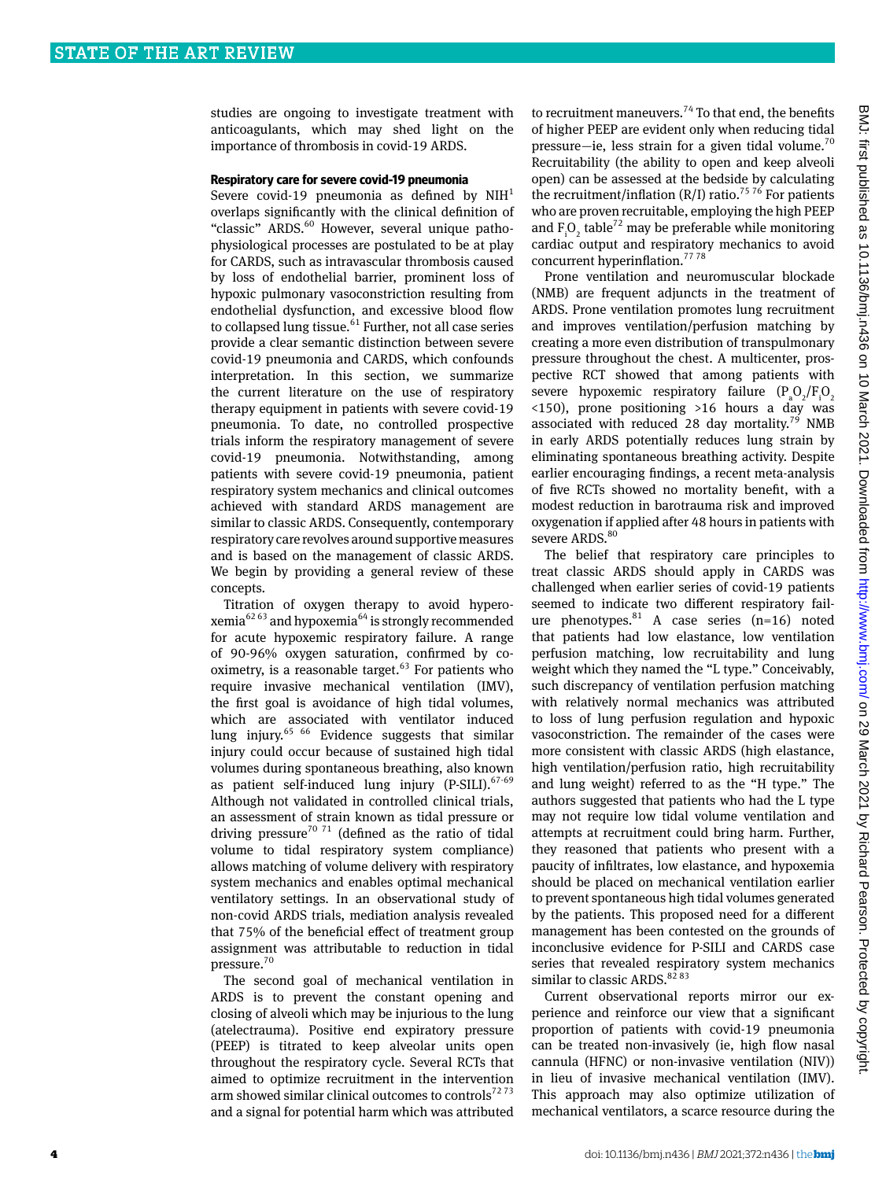studies are ongoing to investigate treatment with anticoagulants, which may shed light on the importance of thrombosis in covid-19 ARDS.

#### Respiratory care for severe covid-19 pneumonia

Severe covid-19 pneumonia as defined by NIH[1] overlaps significantly with the clinical definition of "classic" ARDS.[60] However, several unique pathophysiological processes are postulated to be at play for CARDS, such as intravascular thrombosis caused by loss of endothelial barrier, prominent loss of hypoxic pulmonary vasoconstriction resulting from endothelial dysfunction, and excessive blood flow to collapsed lung tissue.[61] Further, not all case series provide a clear semantic distinction between severe covid-19 pneumonia and CARDS, which confounds interpretation. In this section, we summarize the current literature on the use of respiratory therapy equipment in patients with severe covid-19 pneumonia. To date, no controlled prospective trials inform the respiratory management of severe covid-19 pneumonia. Notwithstanding, among patients with severe covid-19 pneumonia, patient respiratory system mechanics and clinical outcomes achieved with standard ARDS management are similar to classic ARDS. Consequently, contemporary respiratory care revolves around supportive measures and is based on the management of classic ARDS. We begin by providing a general review of these concepts.

Titration of oxygen therapy to avoid hyperoxemia[62 63] and hypoxemia[64] is strongly recommended for acute hypoxemic respiratory failure. A range of 90-96% oxygen saturation, confirmed by co-oximetry, is a reasonable target.[63] For patients who require invasive mechanical ventilation (IMV), the first goal is avoidance of high tidal volumes, which are associated with ventilator induced lung injury.[65 66] Evidence suggests that similar injury could occur because of sustained high tidal volumes during spontaneous breathing, also known as patient self-induced lung injury (P-SILI).[67-69] Although not validated in controlled clinical trials, an assessment of strain known as tidal pressure or driving pressure[70 71] (defined as the ratio of tidal volume to tidal respiratory system compliance) allows matching of volume delivery with respiratory system mechanics and enables optimal mechanical ventilatory settings. In an observational study of non-covid ARDS trials, mediation analysis revealed that 75% of the beneficial effect of treatment group assignment was attributable to reduction in tidal pressure.[70]

The second goal of mechanical ventilation in ARDS is to prevent the constant opening and closing of alveoli which may be injurious to the lung (atelectrauma). Positive end expiratory pressure (PEEP) is titrated to keep alveolar units open throughout the respiratory cycle. Several RCTs that aimed to optimize recruitment in the intervention arm showed similar clinical outcomes to controls[72 73] and a signal for potential harm which was attributed to recruitment maneuvers.[74] To that end, the benefits of higher PEEP are evident only when reducing tidal pressure—ie, less strain for a given tidal volume.[70] Recruitability (the ability to open and keep alveoli open) can be assessed at the bedside by calculating the recruitment/inflation (R/I) ratio.[75 76] For patients who are proven recruitable, employing the high PEEP and $F_iO_2$ table[72] may be preferable while monitoring cardiac output and respiratory mechanics to avoid concurrent hyperinflation.[77 78]

Prone ventilation and neuromuscular blockade (NMB) are frequent adjuncts in the treatment of ARDS. Prone ventilation promotes lung recruitment and improves ventilation/perfusion matching by creating a more even distribution of transpulmonary pressure throughout the chest. A multicenter, prospective RCT showed that among patients with severe hypoxemic respiratory failure ($P_aO_2/F_iO_2$ <150), prone positioning >16 hours a day was associated with reduced 28 day mortality.[79] NMB in early ARDS potentially reduces lung strain by eliminating spontaneous breathing activity. Despite earlier encouraging findings, a recent meta-analysis of five RCTs showed no mortality benefit, with a modest reduction in barotrauma risk and improved oxygenation if applied after 48 hours in patients with severe ARDS.[80]

The belief that respiratory care principles to treat classic ARDS should apply in CARDS was challenged when earlier series of covid-19 patients seemed to indicate two different respiratory failure phenotypes.[81] A case series (n=16) noted that patients had low elastance, low ventilation perfusion matching, low recruitability and lung weight which they named the "L type." Conceivably, such discrepancy of ventilation perfusion matching with relatively normal mechanics was attributed to loss of lung perfusion regulation and hypoxic vasoconstriction. The remainder of the cases were more consistent with classic ARDS (high elastance, high ventilation/perfusion ratio, high recruitability and lung weight) referred to as the "H type." The authors suggested that patients who had the L type may not require low tidal volume ventilation and attempts at recruitment could bring harm. Further, they reasoned that patients who present with a paucity of infiltrates, low elastance, and hypoxemia should be placed on mechanical ventilation earlier to prevent spontaneous high tidal volumes generated by the patients. This proposed need for a different management has been contested on the grounds of inconclusive evidence for P-SILI and CARDS case series that revealed respiratory system mechanics similar to classic ARDS.[82 83]

Current observational reports mirror our experience and reinforce our view that a significant proportion of patients with covid-19 pneumonia can be treated non-invasively (ie, high flow nasal cannula (HFNC) or non-invasive ventilation (NIV)) in lieu of invasive mechanical ventilation (IMV). This approach may also optimize utilization of mechanical ventilators, a scarce resource during the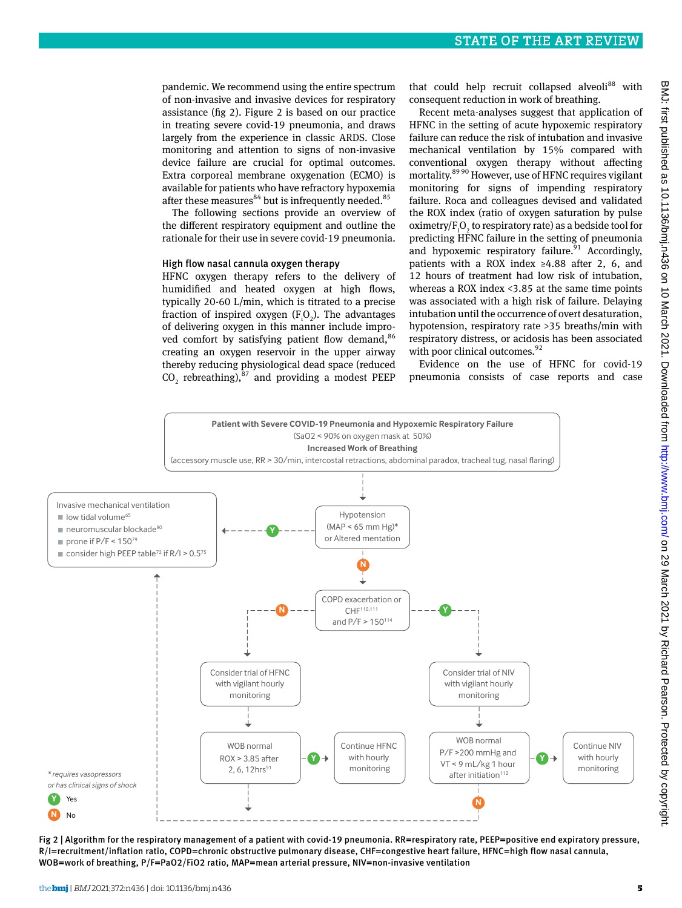pandemic. We recommend using the entire spectrum of non-invasive and invasive devices for respiratory assistance (fig 2). Figure 2 is based on our practice in treating severe covid-19 pneumonia, and draws largely from the experience in classic ARDS. Close monitoring and attention to signs of non-invasive device failure are crucial for optimal outcomes. Extra corporeal membrane oxygenation (ECMO) is available for patients who have refractory hypoxemia after these measures[84] but is infrequently needed.[85]

The following sections provide an overview of the different respiratory equipment and outline the rationale for their use in severe covid-19 pneumonia.

### High flow nasal cannula oxygen therapy

HFNC oxygen therapy refers to the delivery of humidified and heated oxygen at high flows, typically 20-60 L/min, which is titrated to a precise fraction of inspired oxygen ($F_iO_2$). The advantages of delivering oxygen in this manner include improved comfort by satisfying patient flow demand,[86] creating an oxygen reservoir in the upper airway thereby reducing physiological dead space (reduced $CO_2$ rebreathing),[87] and providing a modest PEEP that could help recruit collapsed alveoli[88] with consequent reduction in work of breathing.

Recent meta-analyses suggest that application of HFNC in the setting of acute hypoxemic respiratory failure can reduce the risk of intubation and invasive mechanical ventilation by 15% compared with conventional oxygen therapy without affecting mortality.[89,90] However, use of HFNC requires vigilant monitoring for signs of impending respiratory failure. Roca and colleagues devised and validated the ROX index (ratio of oxygen saturation by pulse oximetry/$F_iO_2$ to respiratory rate) as a bedside tool for predicting HFNC failure in the setting of pneumonia and hypoxemic respiratory failure.[91] Accordingly, patients with a ROX index ≥4.88 after 2, 6, and 12 hours of treatment had low risk of intubation, whereas a ROX index <3.85 at the same time points was associated with a high risk of failure. Delaying intubation until the occurrence of overt desaturation, hypotension, respiratory rate >35 breaths/min with respiratory distress, or acidosis has been associated with poor clinical outcomes.[92]

Evidence on the use of HFNC for covid-19 pneumonia consists of case reports and case

**Patient with Severe COVID-19 Pneumonia and Hypoxemic Respiratory Failure**
(SaO2 < 90% on oxygen mask at 50%)
**Increased Work of Breathing**
(accessory muscle use, RR > 30/min, intercostal retractions, abdominal paradox, tracheal tug, nasal flaring)

- Hypotension (MAP < 65 mm Hg)* or Altered mentation
  - Y → Invasive mechanical ventilation
    - low tidal volume[65]
    - neuromuscular blockade[80]
    - prone if P/F < 150[79]
    - consider high PEEP table[72] if R/I > 0.5[75]
  - N → COPD exacerbation or CHF[110,111] and P/F > 150[114]
    - N → Consider trial of HFNC with vigilant hourly monitoring → WOB normal, ROX > 3.85 after 2, 6, 12hrs[91]
      - Y → Continue HFNC with hourly monitoring
      - N → Invasive mechanical ventilation
    - Y → Consider trial of NIV with vigilant hourly monitoring → WOB normal, P/F >200 mmHg and VT < 9 mL/kg 1 hour after initiation[112]
      - Y → Continue NIV with hourly monitoring
      - N → Invasive mechanical ventilation

*requires vasopressors or has clinical signs of shock

Y = Yes; N = No

Fig 2 | Algorithm for the respiratory management of a patient with covid-19 pneumonia. RR=respiratory rate, PEEP=positive end expiratory pressure, R/I=recruitment/inflation ratio, COPD=chronic obstructive pulmonary disease, CHF=congestive heart failure, HFNC=high flow nasal cannula, WOB=work of breathing, P/F=PaO2/FiO2 ratio, MAP=mean arterial pressure, NIV=non-invasive ventilation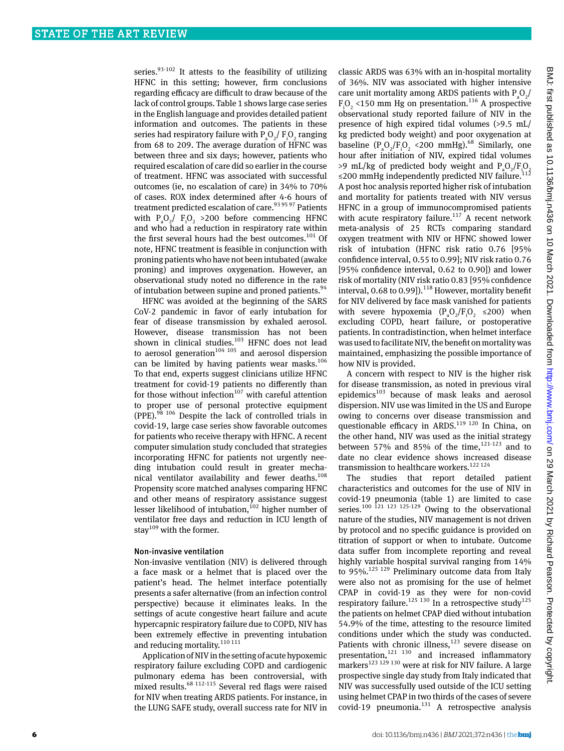series.[93-102] It attests to the feasibility of utilizing HFNC in this setting; however, firm conclusions regarding efficacy are difficult to draw because of the lack of control groups. Table 1 shows large case series in the English language and provides detailed patient information and outcomes. The patients in these series had respiratory failure with $P_aO_2/F_iO_2$ ranging from 68 to 209. The average duration of HFNC was between three and six days; however, patients who required escalation of care did so earlier in the course of treatment. HFNC was associated with successful outcomes (ie, no escalation of care) in 34% to 70% of cases. ROX index determined after 4-6 hours of treatment predicted escalation of care.[93 95 97] Patients with $P_aO_2/F_iO_2$ >200 before commencing HFNC and who had a reduction in respiratory rate within the first several hours had the best outcomes.[101] Of note, HFNC treatment is feasible in conjunction with proning patients who have not been intubated (awake proning) and improves oxygenation. However, an observational study noted no difference in the rate of intubation between supine and proned patients.[94]

HFNC was avoided at the beginning of the SARS CoV-2 pandemic in favor of early intubation for fear of disease transmission by exhaled aerosol. However, disease transmission has not been shown in clinical studies.[103] HFNC does not lead to aerosol generation[104 105] and aerosol dispersion can be limited by having patients wear masks.[106] To that end, experts suggest clinicians utilize HFNC treatment for covid-19 patients no differently than for those without infection[107] with careful attention to proper use of personal protective equipment (PPE).[98 106] Despite the lack of controlled trials in covid-19, large case series show favorable outcomes for patients who receive therapy with HFNC. A recent computer simulation study concluded that strategies incorporating HFNC for patients not urgently needing intubation could result in greater mechanical ventilator availability and fewer deaths.[108] Propensity score matched analyses comparing HFNC and other means of respiratory assistance suggest lesser likelihood of intubation,[102] higher number of ventilator free days and reduction in ICU length of stay[109] with the former.

### Non-invasive ventilation

Non-invasive ventilation (NIV) is delivered through a face mask or a helmet that is placed over the patient's head. The helmet interface potentially presents a safer alternative (from an infection control perspective) because it eliminates leaks. In the settings of acute congestive heart failure and acute hypercapnic respiratory failure due to COPD, NIV has been extremely effective in preventing intubation and reducing mortality.[110 111]

Application of NIV in the setting of acute hypoxemic respiratory failure excluding COPD and cardiogenic pulmonary edema has been controversial, with mixed results.[68 112-115] Several red flags were raised for NIV when treating ARDS patients. For instance, in the LUNG SAFE study, overall success rate for NIV in classic ARDS was 63% with an in-hospital mortality of 36%. NIV was associated with higher intensive care unit mortality among ARDS patients with $P_aO_2/F_iO_2$ <150 mm Hg on presentation.[116] A prospective observational study reported failure of NIV in the presence of high expired tidal volumes (>9.5 mL/kg predicted body weight) and poor oxygenation at baseline ($P_aO_2/F_iO_2$ <200 mmHg).[68] Similarly, one hour after initiation of NIV, expired tidal volumes >9 mL/kg of predicted body weight and $P_aO_2/F_iO_2$ ≤200 mmHg independently predicted NIV failure.[112] A post hoc analysis reported higher risk of intubation and mortality for patients treated with NIV versus HFNC in a group of immunocompromised patients with acute respiratory failure.[117] A recent network meta-analysis of 25 RCTs comparing standard oxygen treatment with NIV or HFNC showed lower risk of intubation (HFNC risk ratio 0.76 [95% confidence interval, 0.55 to 0.99]; NIV risk ratio 0.76 [95% confidence interval, 0.62 to 0.90]) and lower risk of mortality (NIV risk ratio 0.83 [95% confidence interval, 0.68 to 0.99]).[118] However, mortality benefit for NIV delivered by face mask vanished for patients with severe hypoxemia ($P_aO_2/F_iO_2$ ≤200) when excluding COPD, heart failure, or postoperative patients. In contradistinction, when helmet interface was used to facilitate NIV, the benefit on mortality was maintained, emphasizing the possible importance of how NIV is provided.

A concern with respect to NIV is the higher risk for disease transmission, as noted in previous viral epidemics[103] because of mask leaks and aerosol dispersion. NIV use was limited in the US and Europe owing to concerns over disease transmission and questionable efficacy in ARDS.[119 120] In China, on the other hand, NIV was used as the initial strategy between 57% and 85% of the time,[121-123] and to date no clear evidence shows increased disease transmission to healthcare workers.[122 124]

The studies that report detailed patient characteristics and outcomes for the use of NIV in covid-19 pneumonia (table 1) are limited to case series.[100 121 123 125-129] Owing to the observational nature of the studies, NIV management is not driven by protocol and no specific guidance is provided on titration of support or when to intubate. Outcome data suffer from incomplete reporting and reveal highly variable hospital survival ranging from 14% to 95%.[125 129] Preliminary outcome data from Italy were also not as promising for the use of helmet CPAP in covid-19 as they were for non-covid respiratory failure.[125 130] In a retrospective study[125] the patients on helmet CPAP died without intubation 54.9% of the time, attesting to the resource limited conditions under which the study was conducted. Patients with chronic illness,[123] severe disease on presentation,[121 130] and increased inflammatory markers[123 129 130] were at risk for NIV failure. A large prospective single day study from Italy indicated that NIV was successfully used outside of the ICU setting using helmet CPAP in two thirds of the cases of severe covid-19 pneumonia.[131] A retrospective analysis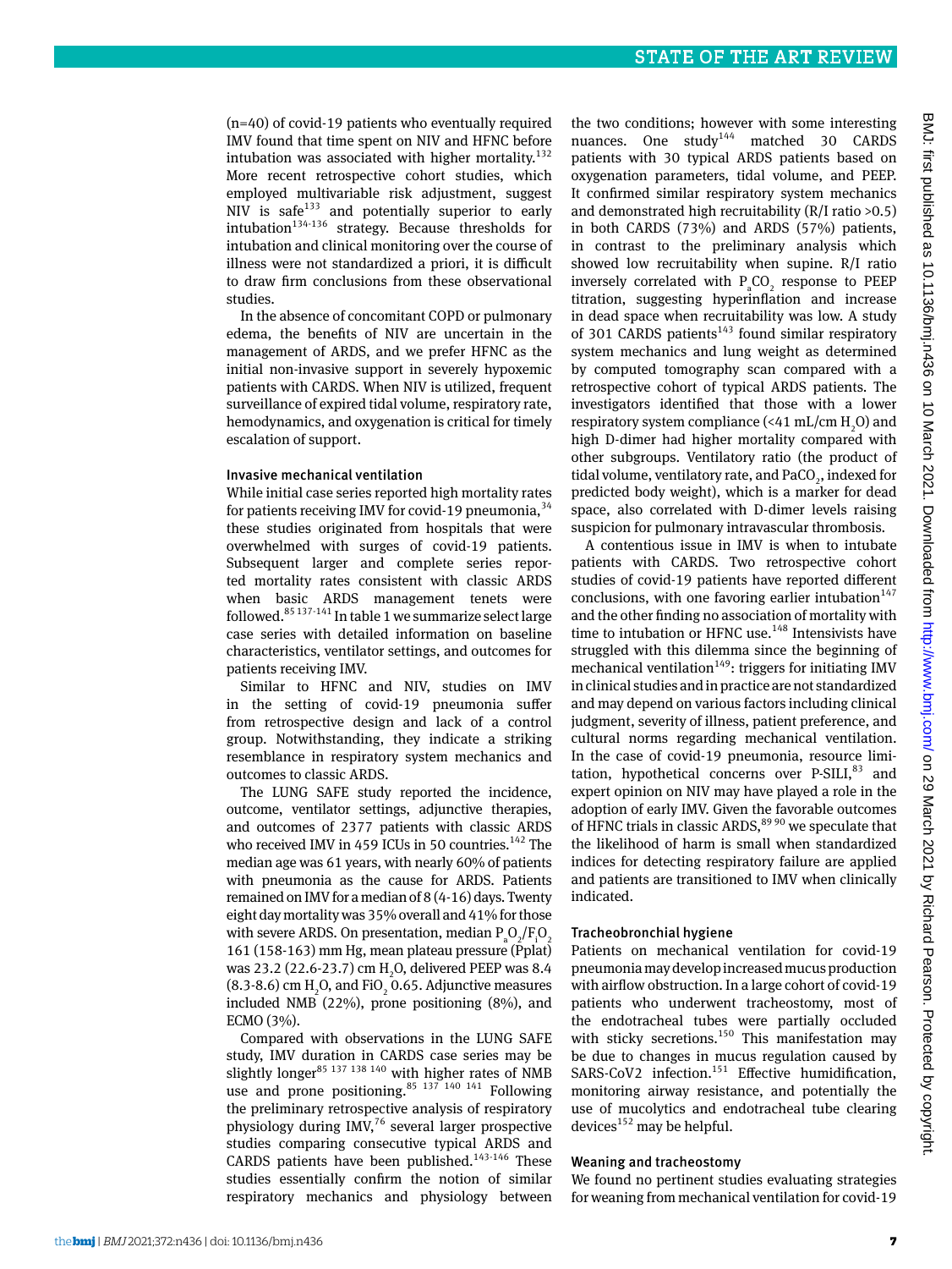(n=40) of covid-19 patients who eventually required IMV found that time spent on NIV and HFNC before intubation was associated with higher mortality.[132] More recent retrospective cohort studies, which employed multivariable risk adjustment, suggest NIV is safe[133] and potentially superior to early intubation[134-136] strategy. Because thresholds for intubation and clinical monitoring over the course of illness were not standardized a priori, it is difficult to draw firm conclusions from these observational studies.

In the absence of concomitant COPD or pulmonary edema, the benefits of NIV are uncertain in the management of ARDS, and we prefer HFNC as the initial non-invasive support in severely hypoxemic patients with CARDS. When NIV is utilized, frequent surveillance of expired tidal volume, respiratory rate, hemodynamics, and oxygenation is critical for timely escalation of support.

### Invasive mechanical ventilation

While initial case series reported high mortality rates for patients receiving IMV for covid-19 pneumonia,[34] these studies originated from hospitals that were overwhelmed with surges of covid-19 patients. Subsequent larger and complete series reported mortality rates consistent with classic ARDS when basic ARDS management tenets were followed.[85 137-141] In table 1 we summarize select large case series with detailed information on baseline characteristics, ventilator settings, and outcomes for patients receiving IMV.

Similar to HFNC and NIV, studies on IMV in the setting of covid-19 pneumonia suffer from retrospective design and lack of a control group. Notwithstanding, they indicate a striking resemblance in respiratory system mechanics and outcomes to classic ARDS.

The LUNG SAFE study reported the incidence, outcome, ventilator settings, adjunctive therapies, and outcomes of 2377 patients with classic ARDS who received IMV in 459 ICUs in 50 countries.[142] The median age was 61 years, with nearly 60% of patients with pneumonia as the cause for ARDS. Patients remained on IMV for a median of 8 (4-16) days. Twenty eight day mortality was 35% overall and 41% for those with severe ARDS. On presentation, median $P_aO_2/F_iO_2$ 161 (158-163) mm Hg, mean plateau pressure (Pplat) was 23.2 (22.6-23.7) cm $H_2O$, delivered PEEP was 8.4 (8.3-8.6) cm $H_2O$, and $FiO_2$ 0.65. Adjunctive measures included NMB (22%), prone positioning (8%), and ECMO (3%).

Compared with observations in the LUNG SAFE study, IMV duration in CARDS case series may be slightly longer[85 137 138 140] with higher rates of NMB use and prone positioning.[85 137 140 141] Following the preliminary retrospective analysis of respiratory physiology during IMV,[76] several larger prospective studies comparing consecutive typical ARDS and CARDS patients have been published.[143-146] These studies essentially confirm the notion of similar respiratory mechanics and physiology between the two conditions; however with some interesting nuances. One study[144] matched 30 CARDS patients with 30 typical ARDS patients based on oxygenation parameters, tidal volume, and PEEP. It confirmed similar respiratory system mechanics and demonstrated high recruitability (R/I ratio >0.5) in both CARDS (73%) and ARDS (57%) patients, in contrast to the preliminary analysis which showed low recruitability when supine. R/I ratio inversely correlated with $P_aCO_2$ response to PEEP titration, suggesting hyperinflation and increase in dead space when recruitability was low. A study of 301 CARDS patients[143] found similar respiratory system mechanics and lung weight as determined by computed tomography scan compared with a retrospective cohort of typical ARDS patients. The investigators identified that those with a lower respiratory system compliance (<41 mL/cm $H_2O$) and high D-dimer had higher mortality compared with other subgroups. Ventilatory ratio (the product of tidal volume, ventilatory rate, and $PaCO_2$, indexed for predicted body weight), which is a marker for dead space, also correlated with D-dimer levels raising suspicion for pulmonary intravascular thrombosis.

A contentious issue in IMV is when to intubate patients with CARDS. Two retrospective cohort studies of covid-19 patients have reported different conclusions, with one favoring earlier intubation[147] and the other finding no association of mortality with time to intubation or HFNC use.[148] Intensivists have struggled with this dilemma since the beginning of mechanical ventilation[149]: triggers for initiating IMV in clinical studies and in practice are not standardized and may depend on various factors including clinical judgment, severity of illness, patient preference, and cultural norms regarding mechanical ventilation. In the case of covid-19 pneumonia, resource limitation, hypothetical concerns over P-SILI,[83] and expert opinion on NIV may have played a role in the adoption of early IMV. Given the favorable outcomes of HFNC trials in classic ARDS,[89 90] we speculate that the likelihood of harm is small when standardized indices for detecting respiratory failure are applied and patients are transitioned to IMV when clinically indicated.

### Tracheobronchial hygiene

Patients on mechanical ventilation for covid-19 pneumonia may develop increased mucus production with airflow obstruction. In a large cohort of covid-19 patients who underwent tracheostomy, most of the endotracheal tubes were partially occluded with sticky secretions.[150] This manifestation may be due to changes in mucus regulation caused by SARS-CoV2 infection.[151] Effective humidification, monitoring airway resistance, and potentially the use of mucolytics and endotracheal tube clearing devices[152] may be helpful.

### Weaning and tracheostomy

We found no pertinent studies evaluating strategies for weaning from mechanical ventilation for covid-19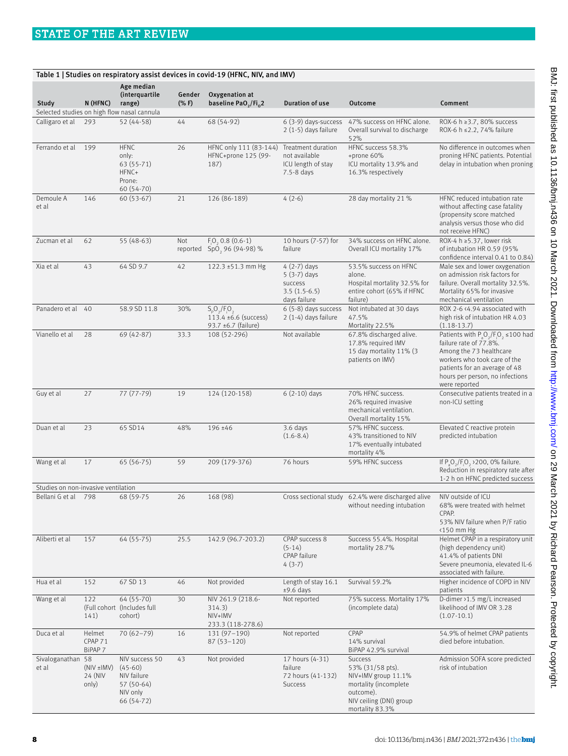Table 1 | Studies on respiratory assist devices in covid-19 (HFNC, NIV, and IMV)

| Study | N (HFNC) | Age median (interquartile range) | Gender (% F) | Oxygenation at baseline $PaO_2/Fi_O2$ | Duration of use | Outcome | Comment |
|---|---|---|---|---|---|---|---|
| Selected studies on high flow nasal cannula | | | | | | | |
| Calligaro et al | 293 | 52 (44-58) | 44 | 68 (54-92) | 6 (3-9) days-success<br>2 (1-5) days failure | 47% success on HFNC alone. Overall survival to discharge 52% | ROX-6 h ≥3.7, 80% success<br>ROX-6 h ≤2.2, 74% failure |
| Ferrando et al | 199 | HFNC only:<br>63 (55-71)<br>HFNC+ Prone:<br>60 (54-70) | 26 | HFNC only 111 (83-144)<br>HFNC+prone 125 (99-187) | Treatment duration not available<br>ICU length of stay 7.5-8 days | HFNC success 58.3% +prone 60%<br>ICU mortality 13.9% and 16.3% respectively | No difference in outcomes when proning HFNC patients. Potential delay in intubation when proning |
| Demoule A et al | 146 | 60 (53-67) | 21 | 126 (86-189) | 4 (2-6) | 28 day mortality 21 % | HFNC reduced intubation rate without affecting case fatality (propensity score matched analysis versus those who did not receive HFNC) |
| Zucman et al | 62 | 55 (48-63) | Not reported | $F_iO_2$ 0.8 (0.6-1)<br>$SpO_2$ 96 (94-98) % | 10 hours (7-57) for failure | 34% success on HFNC alone. Overall ICU mortality 17% | ROX-4 h ≥5.37, lower risk of intubation HR 0.59 (95% confidence interval 0.41 to 0.84) |
| Xia et al | 43 | 64 SD 9.7 | 42 | 122.3 ±51.3 mm Hg | 4 (2-7) days<br>5 (3-7) days success<br>3.5 (1.5-6.5) days failure | 53.5% success on HFNC alone.<br>Hospital mortality 32.5% for entire cohort (65% if HFNC failure) | Male sex and lower oxygenation on admission risk factors for failure. Overall mortality 32.5%. Mortality 65% for invasive mechanical ventilation |
| Panadero et al | 40 | 58.9 SD 11.8 | 30% | $S_pO_2/F_iO_2$<br>113.4 ±6.6 (success)<br>93.7 ±6.7 (failure) | 6 (5-8) days success<br>2 (1-4) days failure | Not intubated at 30 days 47.5%<br>Mortality 22.5% | ROX 2-6 <4.94 associated with high risk of intubation HR 4.03 (1.18-13.7) |
| Vianello et al | 28 | 69 (42-87) | 33.3 | 108 (52-296) | Not available | 67.8% discharged alive.<br>17.8% required IMV<br>15 day mortality 11% (3 patients on IMV) | Patients with $P_aO_2/F_iO_2$ ≤100 had failure rate of 77.8%.<br>Among the 73 healthcare workers who took care of the patients for an average of 48 hours per person, no infections were reported |
| Guy et al | 27 | 77 (77-79) | 19 | 124 (120-158) | 6 (2-10) days | 70% HFNC success.<br>26% required invasive mechanical ventilation.<br>Overall mortality 15% | Consecutive patients treated in a non-ICU setting |
| Duan et al | 23 | 65 SD14 | 48% | 196 ±46 | 3.6 days (1.6-8.4) | 57% HFNC success.<br>43% transitioned to NIV<br>17% eventually intubated<br>mortality 4% | Elevated C reactive protein predicted intubation |
| Wang et al | 17 | 65 (56-75) | 59 | 209 (179-376) | 76 hours | 59% HFNC success | If $P_aO_2/F_iO_2$ >200, 0% failure.<br>Reduction in respiratory rate after 1-2 h on HFNC predicted success |
| Studies on non-invasive ventilation | | | | | | | |
| Bellani G et al | 798 | 68 (59-75 | 26 | 168 (98) | Cross sectional study | 62.4% were discharged alive without needing intubation | NIV outside of ICU<br>68% were treated with helmet CPAP.<br>53% NIV failure when P/F ratio <150 mm Hg |
| Aliberti et al | 157 | 64 (55-75) | 25.5 | 142.9 (96.7-203.2) | CPAP success 8 (5-14)<br>CPAP failure 4 (3-7) | Success 55.4%. Hospital mortality 28.7% | Helmet CPAP in a respiratory unit (high dependency unit)<br>41.4% of patients DNI<br>Severe pneumonia, elevated IL-6 associated with failure. |
| Hua et al | 152 | 67 SD 13 | 46 | Not provided | Length of stay 16.1 ±9.6 days | Survival 59.2% | Higher incidence of COPD in NIV patients |
| Wang et al | 122 (Full cohort 141) | 64 (55-70) (Includes full cohort) | 30 | NIV 261.9 (218.6-314.3)<br>NIV+IMV 233.3 (118-278.6) | Not reported | 75% success. Mortality 17% (incomplete data) | D-dimer >1.5 mg/L increased likelihood of IMV OR 3.28 (1.07-10.1) |
| Duca et al | Helmet CPAP 71<br>BiPAP 7 | 70 (62–79) | 16 | 131 (97–190)<br>87 (53–120) | Not reported | CPAP<br>14% survival<br>BiPAP 42.9% survival | 54.9% of helmet CPAP patients died before intubation. |
| Sivaloganathan et al | 58 (NIV ±IMV)<br>24 (NIV only) | NIV success 50 (45-60)<br>NIV failure 57 (50-64)<br>NIV only 66 (54-72) | 43 | Not provided | 17 hours (4-31) failure<br>72 hours (41-132) Success | Success 53% (31/58 pts).<br>NIV+IMV group 11.1% mortality (incomplete outcome).<br>NIV ceiling (DNI) group mortality 83.3% | Admission SOFA score predicted risk of intubation |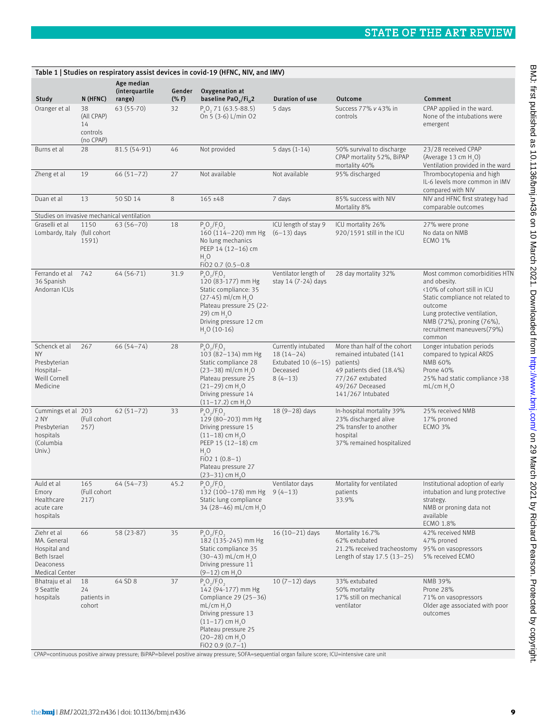**Table 1 | Studies on respiratory assist devices in covid-19 (HFNC, NIV, and IMV)**

| Study | N (HFNC) | Age median (interquartile range) | Gender (% F) | Oxygenation at baseline $PaO_2/Fi_O2$ | Duration of use | Outcome | Comment |
|---|---|---|---|---|---|---|---|
| Oranger et al | 38 (All CPAP) 14 controls (no CPAP) | 63 (55-70) | 32 | $P_aO_2$ 71 (63.5-88.5) On 5 (3-6) L/min O2 | 5 days | Success 77% *v* 43% in controls | CPAP applied in the ward. None of the intubations were emergent |
| Burns et al | 28 | 81.5 (54-91) | 46 | Not provided | 5 days (1-14) | 50% survival to discharge CPAP mortality 52%, BiPAP mortality 40% | 23/28 received CPAP (Average 13 cm $H_2O$) Ventilation provided in the ward |
| Zheng et al | 19 | 66 (51–72) | 27 | Not available | Not available | 95% discharged | Thrombocytopenia and high IL-6 levels more common in IMV compared with NIV |
| Duan et al | 13 | 50 SD 14 | 8 | 165 ±48 | 7 days | 85% success with NIV Mortality 8% | NIV and HFNC first strategy had comparable outcomes |
| Studies on invasive mechanical ventilation | | | | | | | |
| Graselli et al Lombardy, Italy | 1150 (full cohort 1591) | 63 (56–70) | 18 | $P_aO_2/F_IO_2$ 160 (114–220) mm Hg No lung mechanics PEEP 14 (12–16) cm $H_2O$ FiO2 0.7 (0.5–0.8 | ICU length of stay 9 (6–13) days | ICU mortality 26% 920/1591 still in the ICU | 27% were prone No data on NMB ECMO 1% |
| Ferrando et al 36 Spanish Andorran ICUs | 742 | 64 (56-71) | 31.9 | $P_aO_2/F_IO_2$ 120 (83-177) mm Hg Static compliance: 35 (27-45) ml/cm $H_2O$ Plateau pressure 25 (22-29) cm $H_2O$ Driving pressure 12 cm $H_2O$ (10-16) | Ventilator length of stay 14 (7-24) days | 28 day mortality 32% | Most common comorbidities HTN and obesity. <10% of cohort still in ICU Static compliance not related to outcome Lung protective ventilation, NMB (72%), proning (76%), recruitment maneuvers(79%) common |
| Schenck et al NY Presbyterian Hospital–Weill Cornell Medicine | 267 | 66 (54–74) | 28 | $P_aO_2/F_IO_2$ 103 (82–134) mm Hg Static compliance 28 (23–38) ml/cm $H_2O$ Plateau pressure 25 (21–29) cm $H_2O$ Driving pressure 14 (11–17.2) cm $H_2O$ | Currently intubated 18 (14–24) Extubated 10 (6–15) Deceased 8 (4–13) | More than half of the cohort remained intubated (141 patients) 49 patients died (18.4%) 77/267 extubated 49/267 Deceased 141/267 Intubated | Longer intubation periods compared to typical ARDS NMB 60% Prone 40% 25% had static compliance >38 mL/cm $H_2O$ |
| Cummings et al 2 NY Presbyterian hospitals (Columbia Univ.) | 203 (Full cohort 257) | 62 (51–72) | 33 | $P_aO_2/F_IO_2$ 129 (80–203) mm Hg Driving pressure 15 (11–18) cm $H_2O$ PEEP 15 (12–18) cm $H_2O$ FiO2 1 (0.8–1) Plateau pressure 27 (23–31) cm $H_2O$ | 18 (9–28) days | In-hospital mortality 39% 23% discharged alive 2% transfer to another hospital 37% remained hospitalized | 25% received NMB 17% proned ECMO 3% |
| Auld et al Emory Healthcare acute care hospitals | 165 (Full cohort 217) | 64 (54–73) | 45.2 | $P_aO_2/F_IO_2$ 132 (100–178) mm Hg Static lung compliance 34 (28–46) mL/cm $H_2O$ | Ventilator days 9 (4–13) | Mortality for ventilated patients 33.9% | Institutional adoption of early intubation and lung protective strategy. NMB or proning data not available ECMO 1.8% |
| Ziehr et al MA. General Hospital and Beth Israel Deaconess Medical Center | 66 | 58 (23-87) | 35 | $P_aO_2/F_IO_2$ 182 (135-245) mm Hg Static compliance 35 (30–43) mL/cm $H_2O$ Driving pressure 11 (9–12) cm $H_2O$ | 16 (10–21) days | Mortality 16.7% 62% extubated 21.2% received tracheostomy Length of stay 17.5 (13–25) | 42% received NMB 47% proned 95% on vasopressors 5% received ECMO |
| Bhatraju et al 9 Seattle hospitals | 18 24 patients in cohort | 64 SD 8 | 37 | $P_aO_2/F_IO_2$ 142 (94-177) mm Hg Compliance 29 (25–36) mL/cm $H_2O$ Driving pressure 13 (11–17) cm $H_2O$ Plateau pressure 25 (20–28) cm $H_2O$ FiO2 0.9 (0.7–1) | 10 (7–12) days | 33% extubated 50% mortality 17% still on mechanical ventilator | NMB 39% Prone 28% 71% on vasopressors Older age associated with poor outcomes |

CPAP=continuous positive airway pressure; BiPAP=bilevel positive airway pressure; SOFA=sequential organ failure score; ICU=intensive care unit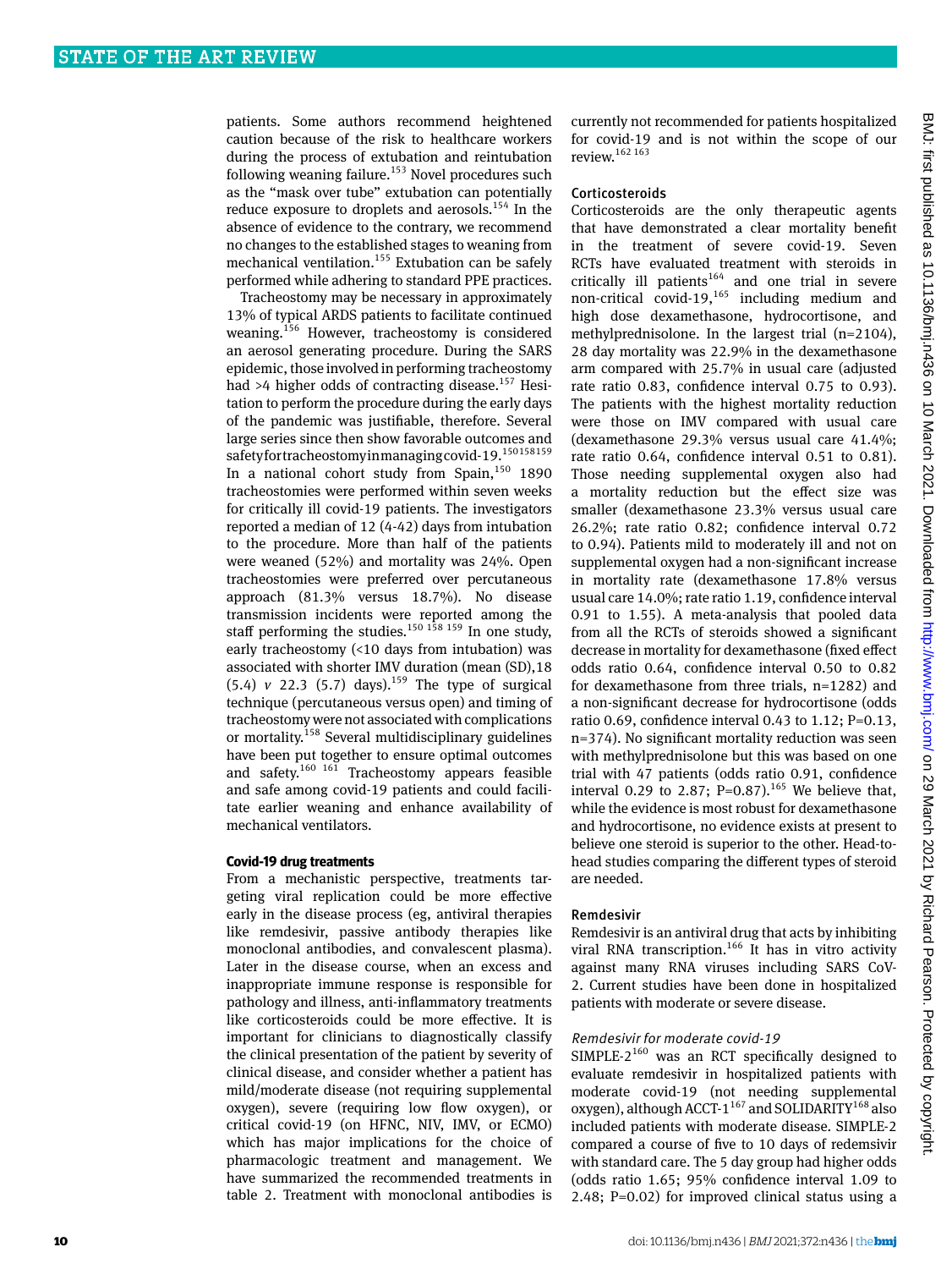patients. Some authors recommend heightened caution because of the risk to healthcare workers during the process of extubation and reintubation following weaning failure.[153] Novel procedures such as the "mask over tube" extubation can potentially reduce exposure to droplets and aerosols.[154] In the absence of evidence to the contrary, we recommend no changes to the established stages to weaning from mechanical ventilation.[155] Extubation can be safely performed while adhering to standard PPE practices.

Tracheostomy may be necessary in approximately 13% of typical ARDS patients to facilitate continued weaning.[156] However, tracheostomy is considered an aerosol generating procedure. During the SARS epidemic, those involved in performing tracheostomy had >4 higher odds of contracting disease.[157] Hesitation to perform the procedure during the early days of the pandemic was justifiable, therefore. Several large series since then show favorable outcomes and safety for tracheostomy in managing covid-19.[150 158 159] In a national cohort study from Spain,[150] 1890 tracheostomies were performed within seven weeks for critically ill covid-19 patients. The investigators reported a median of 12 (4-42) days from intubation to the procedure. More than half of the patients were weaned (52%) and mortality was 24%. Open tracheostomies were preferred over percutaneous approach (81.3% versus 18.7%). No disease transmission incidents were reported among the staff performing the studies.[150 158 159] In one study, early tracheostomy (<10 days from intubation) was associated with shorter IMV duration (mean (SD),18 (5.4) *v* 22.3 (5.7) days).[159] The type of surgical technique (percutaneous versus open) and timing of tracheostomy were not associated with complications or mortality.[158] Several multidisciplinary guidelines have been put together to ensure optimal outcomes and safety.[160 161] Tracheostomy appears feasible and safe among covid-19 patients and could facilitate earlier weaning and enhance availability of mechanical ventilators.

## Covid-19 drug treatments

From a mechanistic perspective, treatments targeting viral replication could be more effective early in the disease process (eg, antiviral therapies like remdesivir, passive antibody therapies like monoclonal antibodies, and convalescent plasma). Later in the disease course, when an excess and inappropriate immune response is responsible for pathology and illness, anti-inflammatory treatments like corticosteroids could be more effective. It is important for clinicians to diagnostically classify the clinical presentation of the patient by severity of clinical disease, and consider whether a patient has mild/moderate disease (not requiring supplemental oxygen), severe (requiring low flow oxygen), or critical covid-19 (on HFNC, NIV, IMV, or ECMO) which has major implications for the choice of pharmacologic treatment and management. We have summarized the recommended treatments in table 2. Treatment with monoclonal antibodies is currently not recommended for patients hospitalized for covid-19 and is not within the scope of our review.[162 163]

### Corticosteroids

Corticosteroids are the only therapeutic agents that have demonstrated a clear mortality benefit in the treatment of severe covid-19. Seven RCTs have evaluated treatment with steroids in critically ill patients[164] and one trial in severe non-critical covid-19,[165] including medium and high dose dexamethasone, hydrocortisone, and methylprednisolone. In the largest trial (n=2104), 28 day mortality was 22.9% in the dexamethasone arm compared with 25.7% in usual care (adjusted rate ratio 0.83, confidence interval 0.75 to 0.93). The patients with the highest mortality reduction were those on IMV compared with usual care (dexamethasone 29.3% versus usual care 41.4%; rate ratio 0.64, confidence interval 0.51 to 0.81). Those needing supplemental oxygen also had a mortality reduction but the effect size was smaller (dexamethasone 23.3% versus usual care 26.2%; rate ratio 0.82; confidence interval 0.72 to 0.94). Patients mild to moderately ill and not on supplemental oxygen had a non-significant increase in mortality rate (dexamethasone 17.8% versus usual care 14.0%; rate ratio 1.19, confidence interval 0.91 to 1.55). A meta-analysis that pooled data from all the RCTs of steroids showed a significant decrease in mortality for dexamethasone (fixed effect odds ratio 0.64, confidence interval 0.50 to 0.82 for dexamethasone from three trials, n=1282) and a non-significant decrease for hydrocortisone (odds ratio 0.69, confidence interval 0.43 to 1.12; P=0.13, n=374). No significant mortality reduction was seen with methylprednisolone but this was based on one trial with 47 patients (odds ratio 0.91, confidence interval 0.29 to 2.87; P=0.87).[165] We believe that, while the evidence is most robust for dexamethasone and hydrocortisone, no evidence exists at present to believe one steroid is superior to the other. Head-to-head studies comparing the different types of steroid are needed.

### Remdesivir

Remdesivir is an antiviral drug that acts by inhibiting viral RNA transcription.[166] It has in vitro activity against many RNA viruses including SARS CoV-2. Current studies have been done in hospitalized patients with moderate or severe disease.

#### *Remdesivir for moderate covid-19*

SIMPLE-2[160] was an RCT specifically designed to evaluate remdesivir in hospitalized patients with moderate covid-19 (not needing supplemental oxygen), although ACCT-1[167] and SOLIDARITY[168] also included patients with moderate disease. SIMPLE-2 compared a course of five to 10 days of redemsivir with standard care. The 5 day group had higher odds (odds ratio 1.65; 95% confidence interval 1.09 to 2.48; P=0.02) for improved clinical status using a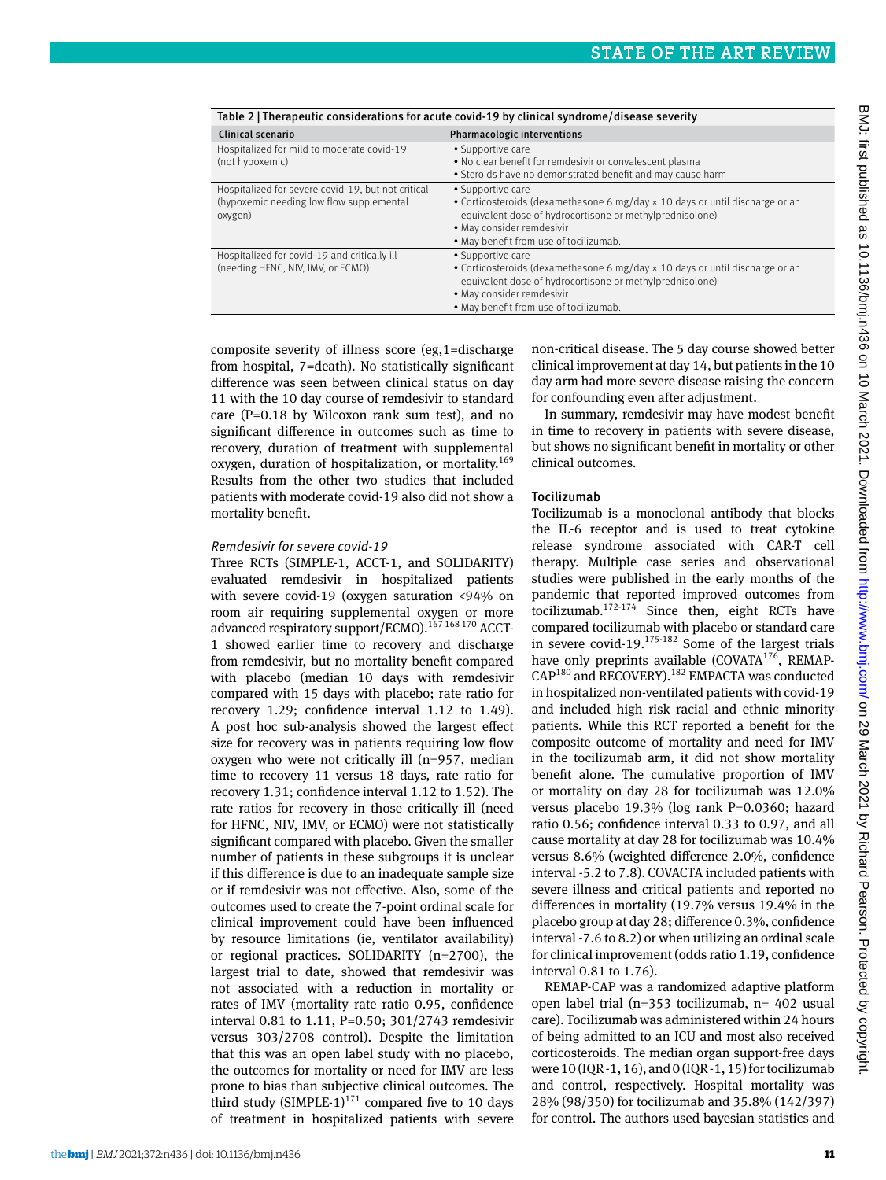Table 2 | Therapeutic considerations for acute covid-19 by clinical syndrome/disease severity

| Clinical scenario | Pharmacologic interventions |
|---|---|
| Hospitalized for mild to moderate covid-19 (not hypoxemic) | • Supportive care<br>• No clear benefit for remdesivir or convalescent plasma<br>• Steroids have no demonstrated benefit and may cause harm |
| Hospitalized for severe covid-19, but not critical (hypoxemic needing low flow supplemental oxygen) | • Supportive care<br>• Corticosteroids (dexamethasone 6 mg/day × 10 days or until discharge or an equivalent dose of hydrocortisone or methylprednisolone)<br>• May consider remdesivir<br>• May benefit from use of tocilizumab. |
| Hospitalized for covid-19 and critically ill (needing HFNC, NIV, IMV, or ECMO) | • Supportive care<br>• Corticosteroids (dexamethasone 6 mg/day × 10 days or until discharge or an equivalent dose of hydrocortisone or methylprednisolone)<br>• May consider remdesivir<br>• May benefit from use of tocilizumab. |

composite severity of illness score (eg,1=discharge from hospital, 7=death). No statistically significant difference was seen between clinical status on day 11 with the 10 day course of remdesivir to standard care (P=0.18 by Wilcoxon rank sum test), and no significant difference in outcomes such as time to recovery, duration of treatment with supplemental oxygen, duration of hospitalization, or mortality.[169] Results from the other two studies that included patients with moderate covid-19 also did not show a mortality benefit.

*Remdesivir for severe covid-19*

Three RCTs (SIMPLE-1, ACCT-1, and SOLIDARITY) evaluated remdesivir in hospitalized patients with severe covid-19 (oxygen saturation <94% on room air requiring supplemental oxygen or more advanced respiratory support/ECMO).[167 168 170] ACCT-1 showed earlier time to recovery and discharge from remdesivir, but no mortality benefit compared with placebo (median 10 days with remdesivir compared with 15 days with placebo; rate ratio for recovery 1.29; confidence interval 1.12 to 1.49). A post hoc sub-analysis showed the largest effect size for recovery was in patients requiring low flow oxygen who were not critically ill (n=957, median time to recovery 11 versus 18 days, rate ratio for recovery 1.31; confidence interval 1.12 to 1.52). The rate ratios for recovery in those critically ill (need for HFNC, NIV, IMV, or ECMO) were not statistically significant compared with placebo. Given the smaller number of patients in these subgroups it is unclear if this difference is due to an inadequate sample size or if remdesivir was not effective. Also, some of the outcomes used to create the 7-point ordinal scale for clinical improvement could have been influenced by resource limitations (ie, ventilator availability) or regional practices. SOLIDARITY (n=2700), the largest trial to date, showed that remdesivir was not associated with a reduction in mortality or rates of IMV (mortality rate ratio 0.95, confidence interval 0.81 to 1.11, P=0.50; 301/2743 remdesivir versus 303/2708 control). Despite the limitation that this was an open label study with no placebo, the outcomes for mortality or need for IMV are less prone to bias than subjective clinical outcomes. The third study (SIMPLE-1)[171] compared five to 10 days of treatment in hospitalized patients with severe non-critical disease. The 5 day course showed better clinical improvement at day 14, but patients in the 10 day arm had more severe disease raising the concern for confounding even after adjustment.

In summary, remdesivir may have modest benefit in time to recovery in patients with severe disease, but shows no significant benefit in mortality or other clinical outcomes.

### Tocilizumab

Tocilizumab is a monoclonal antibody that blocks the IL-6 receptor and is used to treat cytokine release syndrome associated with CAR-T cell therapy. Multiple case series and observational studies were published in the early months of the pandemic that reported improved outcomes from tocilizumab.[172-174] Since then, eight RCTs have compared tocilizumab with placebo or standard care in severe covid-19.[175-182] Some of the largest trials have only preprints available (COVATA[176], REMAP-CAP[180] and RECOVERY).[182] EMPACTA was conducted in hospitalized non-ventilated patients with covid-19 and included high risk racial and ethnic minority patients. While this RCT reported a benefit for the composite outcome of mortality and need for IMV in the tocilizumab arm, it did not show mortality benefit alone. The cumulative proportion of IMV or mortality on day 28 for tocilizumab was 12.0% versus placebo 19.3% (log rank P=0.0360; hazard ratio 0.56; confidence interval 0.33 to 0.97, and all cause mortality at day 28 for tocilizumab was 10.4% versus 8.6% (weighted difference 2.0%, confidence interval -5.2 to 7.8). COVACTA included patients with severe illness and critical patients and reported no differences in mortality (19.7% versus 19.4% in the placebo group at day 28; difference 0.3%, confidence interval -7.6 to 8.2) or when utilizing an ordinal scale for clinical improvement (odds ratio 1.19, confidence interval 0.81 to 1.76).

REMAP-CAP was a randomized adaptive platform open label trial (n=353 tocilizumab, n= 402 usual care). Tocilizumab was administered within 24 hours of being admitted to an ICU and most also received corticosteroids. The median organ support-free days were 10 (IQR -1, 16), and 0 (IQR -1, 15) for tocilizumab and control, respectively. Hospital mortality was 28% (98/350) for tocilizumab and 35.8% (142/397) for control. The authors used bayesian statistics and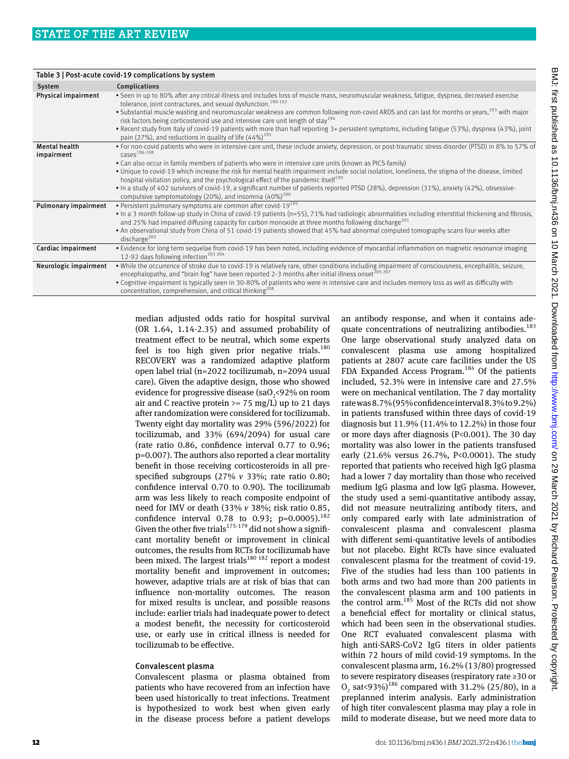**Table 3 | Post-acute covid-19 complications by system**

| System | Complications |
|---|---|
| Physical impairment | • Seen in up to 80% after any critical illness and includes loss of muscle mass, neuromuscular weakness, fatigue, dyspnea, decreased exercise tolerance, joint contractures, and sexual dysfunction.[190-192] • Substantial muscle wasting and neuromuscular weakness are common following non-covid ARDS and can last for months or years,[193] with major risk factors being corticosteroid use and intensive care unit length of stay[194] • Recent study from Italy of covid-19 patients with more than half reporting 3+ persistent symptoms, including fatigue (53%), dyspnea (43%), joint pain (27%), and reductions in quality of life (44%)[195] |
| Mental health impairment | • For non-covid patients who were in intensive care unit, these include anxiety, depression, or post-traumatic stress disorder (PTSD) in 8% to 57% of cases[196-198] • Can also occur in family members of patients who were in intensive care units (known as PICS-family) • Unique to covid-19 which increase the risk for mental health impairment include social isolation, loneliness, the stigma of the disease, limited hospital visitation policy, and the psychological effect of the pandemic itself[199] • In a study of 402 survivors of covid-19, a significant number of patients reported PTSD (28%), depression (31%), anxiety (42%), obsessive-compulsive symptomatology (20%), and insomnia (40%)[200] |
| Pulmonary impairment | • Persistent pulmonary symptoms are common after covid-19[195] • In a 3 month follow-up study in China of covid-19 patients (n=55), 71% had radiologic abnormalities including interstitial thickening and fibrosis, and 25% had impaired diffusing capacity for carbon monoxide at three months following discharge[201] • An observational study from China of 51 covid-19 patients showed that 45% had abnormal computed tomography scans four weeks after discharge[202] |
| Cardiac impairment | • Evidence for long term sequelae from covid-19 has been noted, including evidence of myocardial inflammation on magnetic resonance imaging 12-92 days following infection[203 204] |
| Neurologic impairment | • While the occurrence of stroke due to covid-19 is relatively rare, other conditions including impairment of consciousness, encephalitis, seizure, encephalopathy, and "brain fog" have been reported 2-3 months after initial illness onset[205-207] • Cognitive impairment is typically seen in 30-80% of patients who were in intensive care and includes memory loss as well as difficulty with concentration, comprehension, and critical thinking[208] |

median adjusted odds ratio for hospital survival (OR 1.64, 1.14-2.35) and assumed probability of treatment effect to be neutral, which some experts feel is too high given prior negative trials.[180] RECOVERY was a randomized adaptive platform open label trial (n=2022 tocilizumab, n=2094 usual care). Given the adaptive design, those who showed evidence for progressive disease ($saO_2$<92% on room air and C reactive protein >= 75 mg/L) up to 21 days after randomization were considered for tocilizumab. Twenty eight day mortality was 29% (596/2022) for tocilizumab, and 33% (694/2094) for usual care (rate ratio 0.86, confidence interval 0.77 to 0.96; p=0.007). The authors also reported a clear mortality benefit in those receiving corticosteroids in all pre-specified subgroups (27% *v* 33%; rate ratio 0.80; confidence interval 0.70 to 0.90). The tocilizumab arm was less likely to reach composite endpoint of need for IMV or death (33% *v* 38%; risk ratio 0.85, confidence interval 0.78 to 0.93; p=0.0005).[182] Given the other five trials[175-179] did not show a significant mortality benefit or improvement in clinical outcomes, the results from RCTs for tocilizumab have been mixed. The largest trials[180 182] report a modest mortality benefit and improvement in outcomes; however, adaptive trials are at risk of bias that can influence non-mortality outcomes. The reason for mixed results is unclear, and possible reasons include: earlier trials had inadequate power to detect a modest benefit, the necessity for corticosteroid use, or early use in critical illness is needed for tocilizumab to be effective.

### Convalescent plasma

Convalescent plasma or plasma obtained from patients who have recovered from an infection have been used historically to treat infections. Treatment is hypothesized to work best when given early in the disease process before a patient develops an antibody response, and when it contains adequate concentrations of neutralizing antibodies.[183] One large observational study analyzed data on convalescent plasma use among hospitalized patients at 2807 acute care facilities under the US FDA Expanded Access Program.[184] Of the patients included, 52.3% were in intensive care and 27.5% were on mechanical ventilation. The 7 day mortality rate was 8.7% (95% confidence interval 8.3% to 9.2%) in patients transfused within three days of covid-19 diagnosis but 11.9% (11.4% to 12.2%) in those four or more days after diagnosis (P<0.001). The 30 day mortality was also lower in the patients transfused early (21.6% versus 26.7%, P<0.0001). The study reported that patients who received high IgG plasma had a lower 7 day mortality than those who received medium IgG plasma and low IgG plasma. However, the study used a semi-quantitative antibody assay, did not measure neutralizing antibody titers, and only compared early with late administration of convalescent plasma and convalescent plasma with different semi-quantitative levels of antibodies but not placebo. Eight RCTs have since evaluated convalescent plasma for the treatment of covid-19. Five of the studies had less than 100 patients in both arms and two had more than 200 patients in the convalescent plasma arm and 100 patients in the control arm.[185] Most of the RCTs did not show a beneficial effect for mortality or clinical status, which had been seen in the observational studies. One RCT evaluated convalescent plasma with high anti-SARS-CoV2 IgG titers in older patients within 72 hours of mild covid-19 symptoms. In the convalescent plasma arm, 16.2% (13/80) progressed to severe respiratory diseases (respiratory rate ≥30 or $O_2$ sat<93%)[186] compared with 31.2% (25/80), in a preplanned interim analysis. Early administration of high titer convalescent plasma may play a role in mild to moderate disease, but we need more data to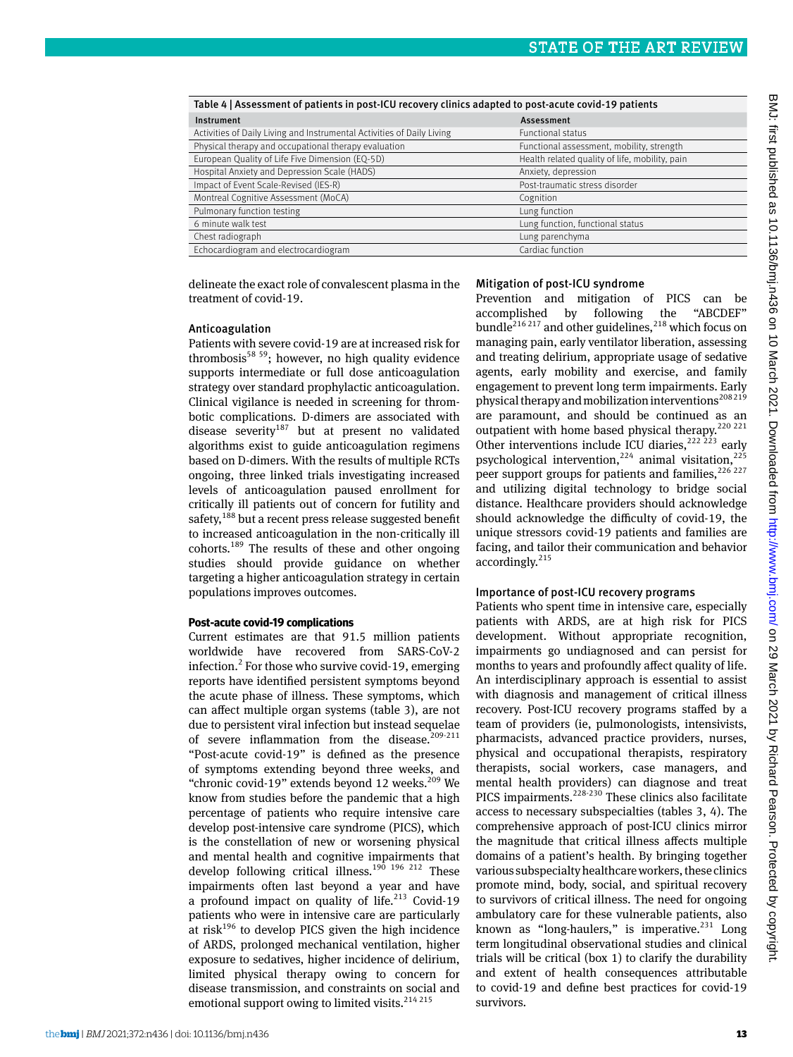Table 4 | Assessment of patients in post-ICU recovery clinics adapted to post-acute covid-19 patients

| Instrument | Assessment |
|---|---|
| Activities of Daily Living and Instrumental Activities of Daily Living | Functional status |
| Physical therapy and occupational therapy evaluation | Functional assessment, mobility, strength |
| European Quality of Life Five Dimension (EQ-5D) | Health related quality of life, mobility, pain |
| Hospital Anxiety and Depression Scale (HADS) | Anxiety, depression |
| Impact of Event Scale-Revised (IES-R) | Post-traumatic stress disorder |
| Montreal Cognitive Assessment (MoCA) | Cognition |
| Pulmonary function testing | Lung function |
| 6 minute walk test | Lung function, functional status |
| Chest radiograph | Lung parenchyma |
| Echocardiogram and electrocardiogram | Cardiac function |

delineate the exact role of convalescent plasma in the treatment of covid-19.

### Anticoagulation

Patients with severe covid-19 are at increased risk for thrombosis[58 59]; however, no high quality evidence supports intermediate or full dose anticoagulation strategy over standard prophylactic anticoagulation. Clinical vigilance is needed in screening for thrombotic complications. D-dimers are associated with disease severity[187] but at present no validated algorithms exist to guide anticoagulation regimens based on D-dimers. With the results of multiple RCTs ongoing, three linked trials investigating increased levels of anticoagulation paused enrollment for critically ill patients out of concern for futility and safety,[188] but a recent press release suggested benefit to increased anticoagulation in the non-critically ill cohorts.[189] The results of these and other ongoing studies should provide guidance on whether targeting a higher anticoagulation strategy in certain populations improves outcomes.

## Post-acute covid-19 complications

Current estimates are that 91.5 million patients worldwide have recovered from SARS-CoV-2 infection.[2] For those who survive covid-19, emerging reports have identified persistent symptoms beyond the acute phase of illness. These symptoms, which can affect multiple organ systems (table 3), are not due to persistent viral infection but instead sequelae of severe inflammation from the disease.[209-211] "Post-acute covid-19" is defined as the presence of symptoms extending beyond three weeks, and "chronic covid-19" extends beyond 12 weeks.[209] We know from studies before the pandemic that a high percentage of patients who require intensive care develop post-intensive care syndrome (PICS), which is the constellation of new or worsening physical and mental health and cognitive impairments that develop following critical illness.[190 196 212] These impairments often last beyond a year and have a profound impact on quality of life.[213] Covid-19 patients who were in intensive care are particularly at risk[196] to develop PICS given the high incidence of ARDS, prolonged mechanical ventilation, higher exposure to sedatives, higher incidence of delirium, limited physical therapy owing to concern for disease transmission, and constraints on social and emotional support owing to limited visits.[214 215]

### Mitigation of post-ICU syndrome

Prevention and mitigation of PICS can be accomplished by following the "ABCDEF" bundle[216 217] and other guidelines,[218] which focus on managing pain, early ventilator liberation, assessing and treating delirium, appropriate usage of sedative agents, early mobility and exercise, and family engagement to prevent long term impairments. Early physical therapy and mobilization interventions[208 219] are paramount, and should be continued as an outpatient with home based physical therapy.[220 221] Other interventions include ICU diaries,[222 223] early psychological intervention,[224] animal visitation,[225] peer support groups for patients and families,[226 227] and utilizing digital technology to bridge social distance. Healthcare providers should acknowledge should acknowledge the difficulty of covid-19, the unique stressors covid-19 patients and families are facing, and tailor their communication and behavior accordingly.[215]

### Importance of post-ICU recovery programs

Patients who spent time in intensive care, especially patients with ARDS, are at high risk for PICS development. Without appropriate recognition, impairments go undiagnosed and can persist for months to years and profoundly affect quality of life. An interdisciplinary approach is essential to assist with diagnosis and management of critical illness recovery. Post-ICU recovery programs staffed by a team of providers (ie, pulmonologists, intensivists, pharmacists, advanced practice providers, nurses, physical and occupational therapists, respiratory therapists, social workers, case managers, and mental health providers) can diagnose and treat PICS impairments.[228-230] These clinics also facilitate access to necessary subspecialties (tables 3, 4). The comprehensive approach of post-ICU clinics mirror the magnitude that critical illness affects multiple domains of a patient's health. By bringing together various subspecialty healthcare workers, these clinics promote mind, body, social, and spiritual recovery to survivors of critical illness. The need for ongoing ambulatory care for these vulnerable patients, also known as "long-haulers," is imperative.[231] Long term longitudinal observational studies and clinical trials will be critical (box 1) to clarify the durability and extent of health consequences attributable to covid-19 and define best practices for covid-19 survivors.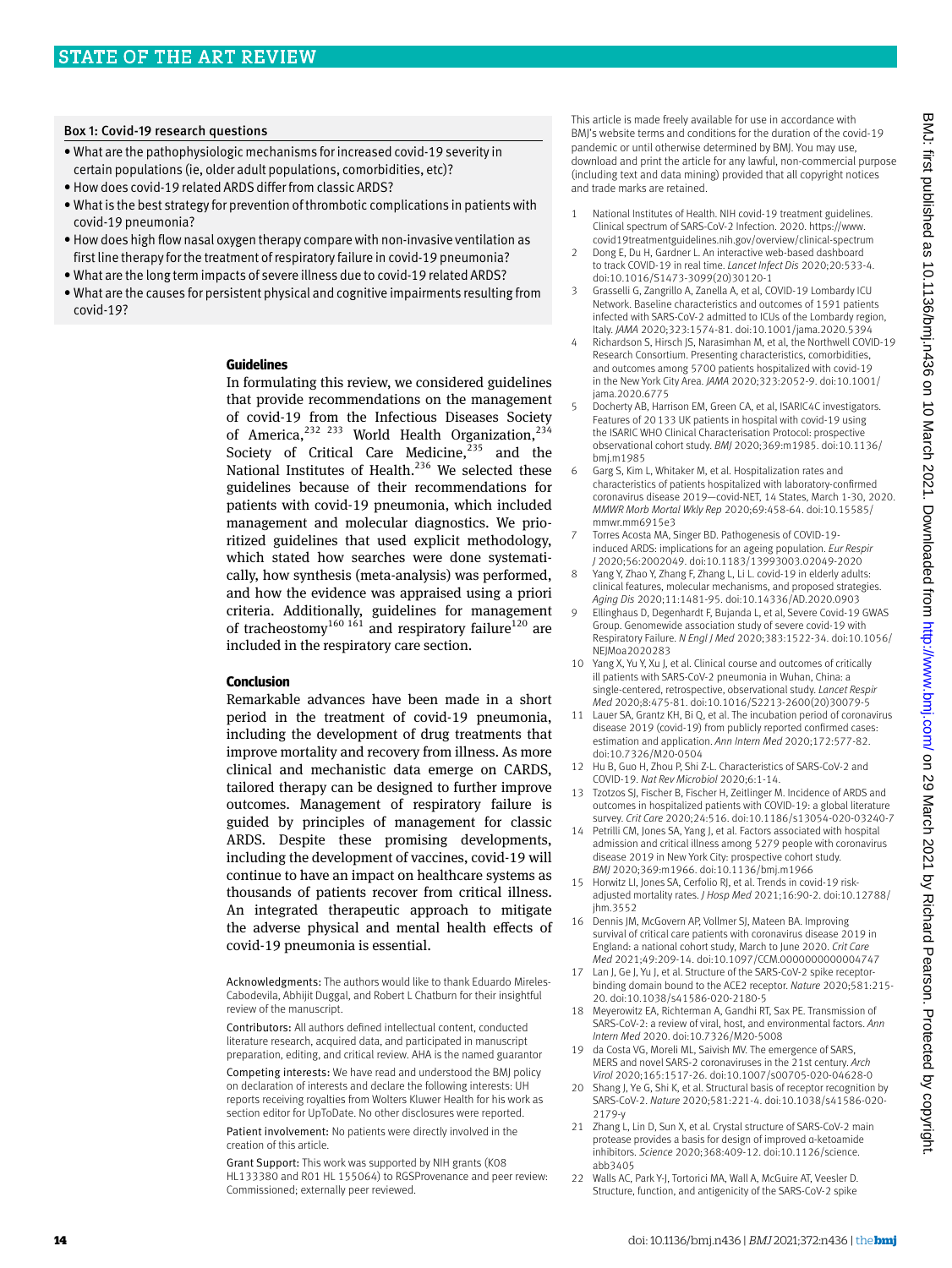### Box 1: Covid-19 research questions

- What are the pathophysiologic mechanisms for increased covid-19 severity in certain populations (ie, older adult populations, comorbidities, etc)?
- How does covid-19 related ARDS differ from classic ARDS?
- What is the best strategy for prevention of thrombotic complications in patients with covid-19 pneumonia?
- How does high flow nasal oxygen therapy compare with non-invasive ventilation as first line therapy for the treatment of respiratory failure in covid-19 pneumonia?
- What are the long term impacts of severe illness due to covid-19 related ARDS?
- What are the causes for persistent physical and cognitive impairments resulting from covid-19?

## Guidelines

In formulating this review, we considered guidelines that provide recommendations on the management of covid-19 from the Infectious Diseases Society of America,[232 233] World Health Organization,[234] Society of Critical Care Medicine,[235] and the National Institutes of Health.[236] We selected these guidelines because of their recommendations for patients with covid-19 pneumonia, which included management and molecular diagnostics. We prioritized guidelines that used explicit methodology, which stated how searches were done systematically, how synthesis (meta-analysis) was performed, and how the evidence was appraised using a priori criteria. Additionally, guidelines for management of tracheostomy[160 161] and respiratory failure[120] are included in the respiratory care section.

## Conclusion

Remarkable advances have been made in a short period in the treatment of covid-19 pneumonia, including the development of drug treatments that improve mortality and recovery from illness. As more clinical and mechanistic data emerge on CARDS, tailored therapy can be designed to further improve outcomes. Management of respiratory failure is guided by principles of management for classic ARDS. Despite these promising developments, including the development of vaccines, covid-19 will continue to have an impact on healthcare systems as thousands of patients recover from critical illness. An integrated therapeutic approach to mitigate the adverse physical and mental health effects of covid-19 pneumonia is essential.

Acknowledgments: The authors would like to thank Eduardo Mireles-Cabodevila, Abhijit Duggal, and Robert L Chatburn for their insightful review of the manuscript.

Contributors: All authors defined intellectual content, conducted literature research, acquired data, and participated in manuscript preparation, editing, and critical review. AHA is the named guarantor

Competing interests: We have read and understood the BMJ policy on declaration of interests and declare the following interests: UH reports receiving royalties from Wolters Kluwer Health for his work as section editor for UpToDate. No other disclosures were reported.

Patient involvement: No patients were directly involved in the creation of this article.

Grant Support: This work was supported by NIH grants (K08 HL133380 and R01 HL 155064) to RGSProvenance and peer review: Commissioned; externally peer reviewed.

This article is made freely available for use in accordance with BMJ's website terms and conditions for the duration of the covid-19 pandemic or until otherwise determined by BMJ. You may use, download and print the article for any lawful, non-commercial purpose (including text and data mining) provided that all copyright notices and trade marks are retained.

1. National Institutes of Health. NIH covid-19 treatment guidelines. Clinical spectrum of SARS-CoV-2 Infection. 2020. https://www.covid19treatmentguidelines.nih.gov/overview/clinical-spectrum
2. Dong E, Du H, Gardner L. An interactive web-based dashboard to track COVID-19 in real time. *Lancet Infect Dis* 2020;20:533-4. doi:10.1016/S1473-3099(20)30120-1
3. Grasselli G, Zangrillo A, Zanella A, et al, COVID-19 Lombardy ICU Network. Baseline characteristics and outcomes of 1591 patients infected with SARS-CoV-2 admitted to ICUs of the Lombardy region, Italy. *JAMA* 2020;323:1574-81. doi:10.1001/jama.2020.5394
4. Richardson S, Hirsch JS, Narasimhan M, et al, the Northwell COVID-19 Research Consortium. Presenting characteristics, comorbidities, and outcomes among 5700 patients hospitalized with covid-19 in the New York City Area. *JAMA* 2020;323:2052-9. doi:10.1001/jama.2020.6775
5. Docherty AB, Harrison EM, Green CA, et al, ISARIC4C investigators. Features of 20 133 UK patients in hospital with covid-19 using the ISARIC WHO Clinical Characterisation Protocol: prospective observational cohort study. *BMJ* 2020;369:m1985. doi:10.1136/bmj.m1985
6. Garg S, Kim L, Whitaker M, et al. Hospitalization rates and characteristics of patients hospitalized with laboratory-confirmed coronavirus disease 2019—covid-NET, 14 States, March 1-30, 2020. *MMWR Morb Mortal Wkly Rep* 2020;69:458-64. doi:10.15585/mmwr.mm6915e3
7. Torres Acosta MA, Singer BD. Pathogenesis of COVID-19-induced ARDS: implications for an ageing population. *Eur Respir J* 2020;56:2002049. doi:10.1183/13993003.02049-2020
8. Yang Y, Zhao Y, Zhang F, Zhang L, Li L. covid-19 in elderly adults: clinical features, molecular mechanisms, and proposed strategies. *Aging Dis* 2020;11:1481-95. doi:10.14336/AD.2020.0903
9. Ellinghaus D, Degenhardt F, Bujanda L, et al, Severe Covid-19 GWAS Group. Genomewide association study of severe covid-19 with Respiratory Failure. *N Engl J Med* 2020;383:1522-34. doi:10.1056/NEJMoa2020283
10. Yang X, Yu Y, Xu J, et al. Clinical course and outcomes of critically ill patients with SARS-CoV-2 pneumonia in Wuhan, China: a single-centered, retrospective, observational study. *Lancet Respir Med* 2020;8:475-81. doi:10.1016/S2213-2600(20)30079-5
11. Lauer SA, Grantz KH, Bi Q, et al. The incubation period of coronavirus disease 2019 (covid-19) from publicly reported confirmed cases: estimation and application. *Ann Intern Med* 2020;172:577-82. doi:10.7326/M20-0504
12. Hu B, Guo H, Zhou P, Shi Z-L. Characteristics of SARS-CoV-2 and COVID-19. *Nat Rev Microbiol* 2020;6:1-14.
13. Tzotzos SJ, Fischer B, Fischer H, Zeitlinger M. Incidence of ARDS and outcomes in hospitalized patients with COVID-19: a global literature survey. *Crit Care* 2020;24:516. doi:10.1186/s13054-020-03240-7
14. Petrilli CM, Jones SA, Yang J, et al. Factors associated with hospital admission and critical illness among 5279 people with coronavirus disease 2019 in New York City: prospective cohort study. *BMJ* 2020;369:m1966. doi:10.1136/bmj.m1966
15. Horwitz LI, Jones SA, Cerfolio RJ, et al. Trends in covid-19 risk-adjusted mortality rates. *J Hosp Med* 2021;16:90-2. doi:10.12788/jhm.3552
16. Dennis JM, McGovern AP, Vollmer SJ, Mateen BA. Improving survival of critical care patients with coronavirus disease 2019 in England: a national cohort study, March to June 2020. *Crit Care Med* 2021;49:209-14. doi:10.1097/CCM.0000000000004747
17. Lan J, Ge J, Yu J, et al. Structure of the SARS-CoV-2 spike receptor-binding domain bound to the ACE2 receptor. *Nature* 2020;581:215-20. doi:10.1038/s41586-020-2180-5
18. Meyerowitz EA, Richterman A, Gandhi RT, Sax PE. Transmission of SARS-CoV-2: a review of viral, host, and environmental factors. *Ann Intern Med* 2020. doi:10.7326/M20-5008
19. da Costa VG, Moreli ML, Saivish MV. The emergence of SARS, MERS and novel SARS-2 coronaviruses in the 21st century. *Arch Virol* 2020;165:1517-26. doi:10.1007/s00705-020-04628-0
20. Shang J, Ye G, Shi K, et al. Structural basis of receptor recognition by SARS-CoV-2. *Nature* 2020;581:221-4. doi:10.1038/s41586-020-2179-y
21. Zhang L, Lin D, Sun X, et al. Crystal structure of SARS-CoV-2 main protease provides a basis for design of improved α-ketoamide inhibitors. *Science* 2020;368:409-12. doi:10.1126/science.abb3405
22. Walls AC, Park Y-J, Tortorici MA, Wall A, McGuire AT, Veesler D. Structure, function, and antigenicity of the SARS-CoV-2 spike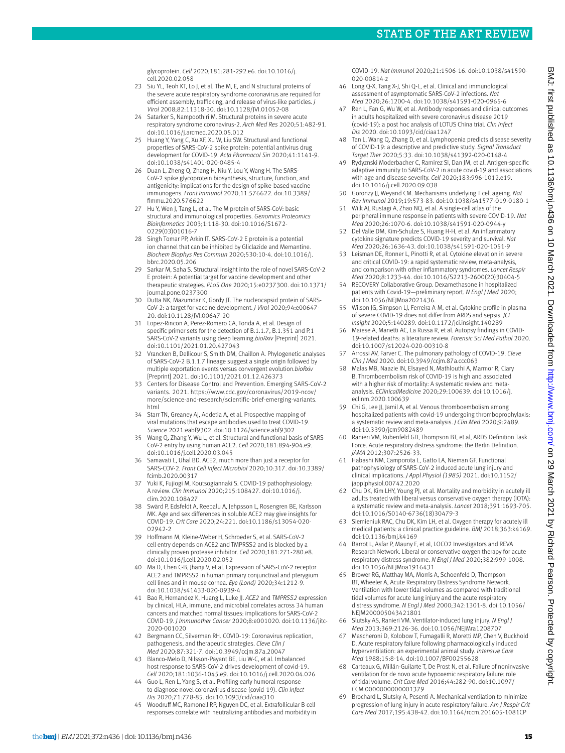glycoprotein. *Cell* 2020;181:281-292.e6. doi:10.1016/j.cell.2020.02.058

23 Siu YL, Teoh KT, Lo J, et al. The M, E, and N structural proteins of the severe acute respiratory syndrome coronavirus are required for efficient assembly, trafficking, and release of virus-like particles. *J Virol* 2008;82:11318-30. doi:10.1128/JVI.01052-08

24 Satarker S, Nampoothiri M. Structural proteins in severe acute respiratory syndrome coronavirus-2. *Arch Med Res* 2020;51:482-91. doi:10.1016/j.arcmed.2020.05.012

25 Huang Y, Yang C, Xu XF, Xu W, Liu SW. Structural and functional properties of SARS-CoV-2 spike protein: potential antivirus drug development for COVID-19. *Acta Pharmacol Sin* 2020;41:1141-9. doi:10.1038/s41401-020-0485-4

26 Duan L, Zheng Q, Zhang H, Niu Y, Lou Y, Wang H. The SARS-CoV-2 spike glycoprotein biosynthesis, structure, function, and antigenicity: implications for the design of spike-based vaccine immunogens. *Front Immunol* 2020;11:576622. doi:10.3389/fimmu.2020.576622

27 Hu Y, Wen J, Tang L, et al. The M protein of SARS-CoV: basic structural and immunological properties. *Genomics Proteomics Bioinformatics* 2003;1:118-30. doi:10.1016/S1672-0229(03)01016-7

28 Singh Tomar PP, Arkin IT. SARS-CoV-2 E protein is a potential ion channel that can be inhibited by Gliclazide and Memantine. *Biochem Biophys Res Commun* 2020;530:10-4. doi:10.1016/j.bbrc.2020.05.206

29 Sarkar M, Saha S. Structural insight into the role of novel SARS-CoV-2 E protein: A potential target for vaccine development and other therapeutic strategies. *PLoS One* 2020;15:e0237300. doi:10.1371/journal.pone.0237300

30 Dutta NK, Mazumdar K, Gordy JT. The nucleocapsid protein of SARS-CoV-2: a target for vaccine development. *J Virol* 2020;94:e00647-20. doi:10.1128/JVI.00647-20

31 Lopez-Rincon A, Perez-Romero CA, Tonda A, et al. Design of specific primer sets for the detection of B.1.1.7, B.1.351 and P.1 SARS-CoV-2 variants using deep learning.*bioRxiv* [Preprint] 2021. doi:10.1101/2021.01.20.427043

32 Vrancken B, Dellicour S, Smith DM, Chaillon A. Phylogenetic analyses of SARS-CoV-2 B.1.1.7 lineage suggest a single origin followed by multiple exportation events versus convergent evolution.*bioRxiv* [Preprint] 2021. doi:10.1101/2021.01.12.426373

33 Centers for Disease Control and Prevention. Emerging SARS-CoV-2 variants. 2021. https://www.cdc.gov/coronavirus/2019-ncov/more/science-and-research/scientific-brief-emerging-variants.html

34 Starr TN, Greaney AJ, Addetia A, et al. Prospective mapping of viral mutations that escape antibodies used to treat COVID-19. *Science* 2021:eabf9302. doi:10.1126/science.abf9302

35 Wang Q, Zhang Y, Wu L, et al. Structural and functional basis of SARS-CoV-2 entry by using human ACE2. *Cell* 2020;181:894-904.e9. doi:10.1016/j.cell.2020.03.045

36 Samavati L, Uhal BD. ACE2, much more than just a receptor for SARS-COV-2. *Front Cell Infect Microbiol* 2020;10:317. doi:10.3389/fcimb.2020.00317

37 Yuki K, Fujiogi M, Koutsogiannaki S. COVID-19 pathophysiology: A review. *Clin Immunol* 2020;215:108427. doi:10.1016/j.clim.2020.108427

38 Swärd P, Edsfeldt A, Reepalu A, Jehpsson L, Rosengren BE, Karlsson MK. Age and sex differences in soluble ACE2 may give insights for COVID-19. *Crit Care* 2020;24:221. doi:10.1186/s13054-020-02942-2

39 Hoffmann M, Kleine-Weber H, Schroeder S, et al. SARS-CoV-2 cell entry depends on ACE2 and TMPRSS2 and is blocked by a clinically proven protease inhibitor. *Cell* 2020;181:271-280.e8. doi:10.1016/j.cell.2020.02.052

40 Ma D, Chen C-B, Jhanji V, et al. Expression of SARS-CoV-2 receptor ACE2 and TMPRSS2 in human primary conjunctival and pterygium cell lines and in mouse cornea. *Eye (Lond)* 2020;34:1212-9. doi:10.1038/s41433-020-0939-4

41 Bao R, Hernandez K, Huang L, Luke JJ. *ACE2* and *TMPRSS2* expression by clinical, HLA, immune, and microbial correlates across 34 human cancers and matched normal tissues: implications for SARS-CoV-2 COVID-19. *J Immunother Cancer* 2020;8:e001020. doi:10.1136/jitc-2020-001020

42 Bergmann CC, Silverman RH. COVID-19: Coronavirus replication, pathogenesis, and therapeutic strategies. *Cleve Clin J Med* 2020;87:321-7. doi:10.3949/ccjm.87a.20047

43 Blanco-Melo D, Nilsson-Payant BE, Liu W-C, et al. Imbalanced host response to SARS-CoV-2 drives development of covid-19. *Cell* 2020;181:1036-1045.e9. doi:10.1016/j.cell.2020.04.026

44 Guo L, Ren L, Yang S, et al. Profiling early humoral response to diagnose novel coronavirus disease (covid-19). *Clin Infect Dis* 2020;71:778-85. doi:10.1093/cid/ciaa310

45 Woodruff MC, Ramonell RP, Nguyen DC, et al. Extrafollicular B cell responses correlate with neutralizing antibodies and morbidity in COVID-19. *Nat Immunol* 2020;21:1506-16. doi:10.1038/s41590-020-00814-z

46 Long Q-X, Tang X-J, Shi Q-L, et al. Clinical and immunological assessment of asymptomatic SARS-CoV-2 infections. *Nat Med* 2020;26:1200-4. doi:10.1038/s41591-020-0965-6

47 Ren L, Fan G, Wu W, et al. Antibody responses and clinical outcomes in adults hospitalized with severe coronavirus disease 2019 (covid-19): a post hoc analysis of LOTUS China trial. *Clin Infect Dis* 2020. doi:10.1093/cid/ciaa1247

48 Tan L, Wang Q, Zhang D, et al. Lymphopenia predicts disease severity of COVID-19: a descriptive and predictive study. *Signal Transduct Target Ther* 2020;5:33. doi:10.1038/s41392-020-0148-4

49 Rydyznski Moderbacher C, Ramirez SI, Dan JM, et al. Antigen-specific adaptive immunity to SARS-CoV-2 in acute covid-19 and associations with age and disease severity. *Cell* 2020;183:996-1012.e19. doi:10.1016/j.cell.2020.09.038

50 Goronzy JJ, Weyand CM. Mechanisms underlying T cell ageing. *Nat Rev Immunol* 2019;19:573-83. doi:10.1038/s41577-019-0180-1

51 Wilk AJ, Rustagi A, Zhao NQ, et al. A single-cell atlas of the peripheral immune response in patients with severe COVID-19. *Nat Med* 2020;26:1070-6. doi:10.1038/s41591-020-0944-y

52 Del Valle DM, Kim-Schulze S, Huang H-H, et al. An inflammatory cytokine signature predicts COVID-19 severity and survival. *Nat Med* 2020;26:1636-43. doi:10.1038/s41591-020-1051-9

53 Leisman DE, Ronner L, Pinotti R, et al. Cytokine elevation in severe and critical COVID-19: a rapid systematic review, meta-analysis, and comparison with other inflammatory syndromes. *Lancet Respir Med* 2020;8:1233-44. doi:10.1016/S2213-2600(20)30404-5

54 RECOVERY Collaborative Group. Dexamethasone in hospitalized patients with Covid-19—preliminary report. *N Engl J Med* 2020; doi:10.1056/NEJMoa2021436.

55 Wilson JG, Simpson LJ, Ferreira A-M, et al. Cytokine profile in plasma of severe COVID-19 does not differ from ARDS and sepsis. *JCI Insight* 2020;5:140289. doi:10.1172/jci.insight.140289

56 Maiese A, Manetti AC, La Russa R, et al. Autopsy findings in COVID-19-related deaths: a literature review. *Forensic Sci Med Pathol* 2020. doi:10.1007/s12024-020-00310-8

57 Arrossi AV, Farver C. The pulmonary pathology of COVID-19. *Cleve Clin J Med* 2020. doi:10.3949/ccjm.87a.ccc063

58 Malas MB, Naazie IN, Elsayed N, Mathlouthi A, Marmor R, Clary B. Thromboembolism risk of COVID-19 is high and associated with a higher risk of mortality: A systematic review and meta-analysis. *EClinicalMedicine* 2020;29:100639. doi:10.1016/j.eclinm.2020.100639

59 Chi G, Lee JJ, Jamil A, et al. Venous thromboembolism among hospitalized patients with covid-19 undergoing thromboprophylaxis: a systematic review and meta-analysis. *J Clin Med* 2020;9:2489. doi:10.3390/jcm9082489

60 Ranieri VM, Rubenfeld GD, Thompson BT, et al, ARDS Definition Task Force. Acute respiratory distress syndrome: the Berlin Definition. *JAMA* 2012;307:2526-33.

61 Habashi NM, Camporota L, Gatto LA, Nieman GF. Functional pathophysiology of SARS-CoV-2 induced acute lung injury and clinical implications. *J Appl Physiol (1985)* 2021. doi:10.1152/japplphysiol.00742.2020

62 Chu DK, Kim LHY, Young PJ, et al. Mortality and morbidity in acutely ill adults treated with liberal versus conservative oxygen therapy (IOTA): a systematic review and meta-analysis. *Lancet* 2018;391:1693-705. doi:10.1016/S0140-6736(18)30479-3

63 Siemieniuk RAC, Chu DK, Kim LH, et al. Oxygen therapy for acutely ill medical patients: a clinical practice guideline. *BMJ* 2018;363:k4169. doi:10.1136/bmj.k4169

64 Barrot L, Asfar P, Mauny F, et al, LOCO2 Investigators and REVA Research Network. Liberal or conservative oxygen therapy for acute respiratory distress syndrome. *N Engl J Med* 2020;382:999-1008. doi:10.1056/NEJMoa1916431

65 Brower RG, Matthay MA, Morris A, Schoenfeld D, Thompson BT, Wheeler A, Acute Respiratory Distress Syndrome Network. Ventilation with lower tidal volumes as compared with traditional tidal volumes for acute lung injury and the acute respiratory distress syndrome. *N Engl J Med* 2000;342:1301-8. doi:10.1056/NEJM200005043421801

66 Slutsky AS, Ranieri VM. Ventilator-induced lung injury. *N Engl J Med* 2013;369:2126-36. doi:10.1056/NEJMra1208707

67 Mascheroni D, Kolobow T, Fumagalli R, Moretti MP, Chen V, Buckhold D. Acute respiratory failure following pharmacologically induced hyperventilation: an experimental animal study. *Intensive Care Med* 1988;15:8-14. doi:10.1007/BF00255628

68 Carteaux G, Millán-Guilarte T, De Prost N, et al. Failure of noninvasive ventilation for de novo acute hypoxemic respiratory failure: role of tidal volume. *Crit Care Med* 2016;44:282-90. doi:10.1097/CCM.0000000000001379

69 Brochard L, Slutsky A, Pesenti A. Mechanical ventilation to minimize progression of lung injury in acute respiratory failure. *Am J Respir Crit Care Med* 2017;195:438-42. doi:10.1164/rccm.201605-1081CP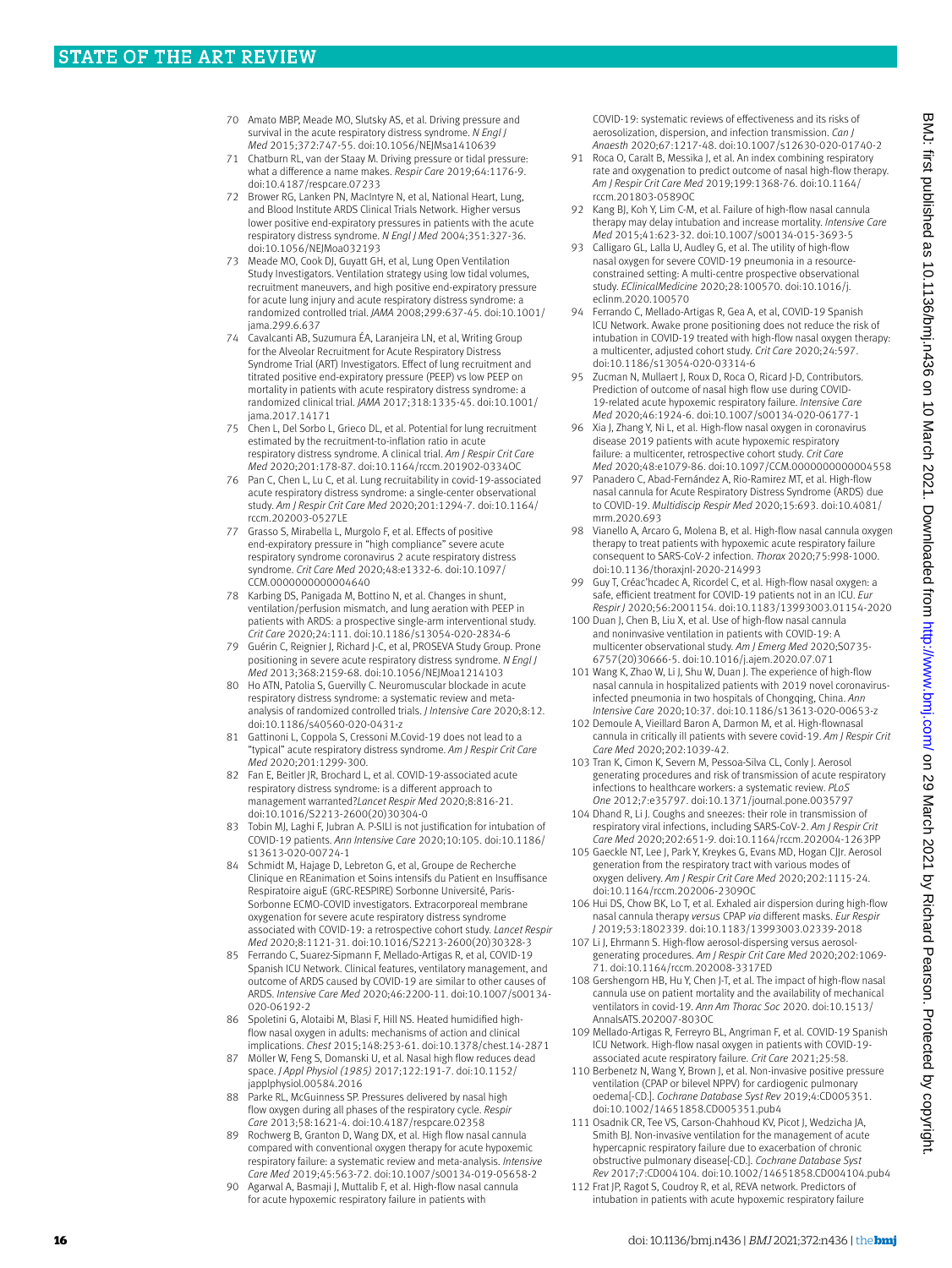70 Amato MBP, Meade MO, Slutsky AS, et al. Driving pressure and survival in the acute respiratory distress syndrome. *N Engl J Med* 2015;372:747-55. doi:10.1056/NEJMsa1410639

71 Chatburn RL, van der Staay M. Driving pressure or tidal pressure: what a difference a name makes. *Respir Care* 2019;64:1176-9. doi:10.4187/respcare.07233

72 Brower RG, Lanken PN, MacIntyre N, et al, National Heart, Lung, and Blood Institute ARDS Clinical Trials Network. Higher versus lower positive end-expiratory pressures in patients with the acute respiratory distress syndrome. *N Engl J Med* 2004;351:327-36. doi:10.1056/NEJMoa032193

73 Meade MO, Cook DJ, Guyatt GH, et al, Lung Open Ventilation Study Investigators. Ventilation strategy using low tidal volumes, recruitment maneuvers, and high positive end-expiratory pressure for acute lung injury and acute respiratory distress syndrome: a randomized controlled trial. *JAMA* 2008;299:637-45. doi:10.1001/jama.299.6.637

74 Cavalcanti AB, Suzumura ÉA, Laranjeira LN, et al, Writing Group for the Alveolar Recruitment for Acute Respiratory Distress Syndrome Trial (ART) Investigators. Effect of lung recruitment and titrated positive end-expiratory pressure (PEEP) vs low PEEP on mortality in patients with acute respiratory distress syndrome: a randomized clinical trial. *JAMA* 2017;318:1335-45. doi:10.1001/jama.2017.14171

75 Chen L, Del Sorbo L, Grieco DL, et al. Potential for lung recruitment estimated by the recruitment-to-inflation ratio in acute respiratory distress syndrome. A clinical trial. *Am J Respir Crit Care Med* 2020;201:178-87. doi:10.1164/rccm.201902-0334OC

76 Pan C, Chen L, Lu C, et al. Lung recruitability in covid-19-associated acute respiratory distress syndrome: a single-center observational study. *Am J Respir Crit Care Med* 2020;201:1294-7. doi:10.1164/rccm.202003-0527LE

77 Grasso S, Mirabella L, Murgolo F, et al. Effects of positive end-expiratory pressure in "high compliance" severe acute respiratory syndrome coronavirus 2 acute respiratory distress syndrome. *Crit Care Med* 2020;48:e1332-6. doi:10.1097/CCM.0000000000004640

78 Karbing DS, Panigada M, Bottino N, et al. Changes in shunt, ventilation/perfusion mismatch, and lung aeration with PEEP in patients with ARDS: a prospective single-arm interventional study. *Crit Care* 2020;24:111. doi:10.1186/s13054-020-2834-6

79 Guérin C, Reignier J, Richard J-C, et al, PROSEVA Study Group. Prone positioning in severe acute respiratory distress syndrome. *N Engl J Med* 2013;368:2159-68. doi:10.1056/NEJMoa1214103

80 Ho ATN, Patolia S, Guervilly C. Neuromuscular blockade in acute respiratory distress syndrome: a systematic review and meta-analysis of randomized controlled trials. *J Intensive Care* 2020;8:12. doi:10.1186/s40560-020-0431-z

81 Gattinoni L, Coppola S, Cressoni M.Covid-19 does not lead to a "typical" acute respiratory distress syndrome. *Am J Respir Crit Care Med* 2020;201:1299-300.

82 Fan E, Beitler JR, Brochard L, et al. COVID-19-associated acute respiratory distress syndrome: is a different approach to management warranted?*Lancet Respir Med* 2020;8:816-21. doi:10.1016/S2213-2600(20)30304-0

83 Tobin MJ, Laghi F, Jubran A. P-SILI is not justification for intubation of COVID-19 patients. *Ann Intensive Care* 2020;10:105. doi:10.1186/s13613-020-00724-1

84 Schmidt M, Hajage D, Lebreton G, et al, Groupe de Recherche Clinique en REanimation et Soins intensifs du Patient en Insuffisance Respiratoire aiguE (GRC-RESPIRE) Sorbonne Université, Paris-Sorbonne ECMO-COVID investigators. Extracorporeal membrane oxygenation for severe acute respiratory distress syndrome associated with COVID-19: a retrospective cohort study. *Lancet Respir Med* 2020;8:1121-31. doi:10.1016/S2213-2600(20)30328-3

85 Ferrando C, Suarez-Sipmann F, Mellado-Artigas R, et al, COVID-19 Spanish ICU Network. Clinical features, ventilatory management, and outcome of ARDS caused by COVID-19 are similar to other causes of ARDS. *Intensive Care Med* 2020;46:2200-11. doi:10.1007/s00134-020-06192-2

86 Spoletini G, Alotaibi M, Blasi F, Hill NS. Heated humidified high-flow nasal oxygen in adults: mechanisms of action and clinical implications. *Chest* 2015;148:253-61. doi:10.1378/chest.14-2871

87 Möller W, Feng S, Domanski U, et al. Nasal high flow reduces dead space. *J Appl Physiol (1985)* 2017;122:191-7. doi:10.1152/japplphysiol.00584.2016

88 Parke RL, McGuinness SP. Pressures delivered by nasal high flow oxygen during all phases of the respiratory cycle. *Respir Care* 2013;58:1621-4. doi:10.4187/respcare.02358

89 Rochwerg B, Granton D, Wang DX, et al. High flow nasal cannula compared with conventional oxygen therapy for acute hypoxemic respiratory failure: a systematic review and meta-analysis. *Intensive Care Med* 2019;45:563-72. doi:10.1007/s00134-019-05658-2

90 Agarwal A, Basmaji J, Muttalib F, et al. High-flow nasal cannula for acute hypoxemic respiratory failure in patients with COVID-19: systematic reviews of effectiveness and its risks of aerosolization, dispersion, and infection transmission. *Can J Anaesth* 2020;67:1217-48. doi:10.1007/s12630-020-01740-2

91 Roca O, Caralt B, Messika J, et al. An index combining respiratory rate and oxygenation to predict outcome of nasal high-flow therapy. *Am J Respir Crit Care Med* 2019;199:1368-76. doi:10.1164/rccm.201803-0589OC

92 Kang BJ, Koh Y, Lim C-M, et al. Failure of high-flow nasal cannula therapy may delay intubation and increase mortality. *Intensive Care Med* 2015;41:623-32. doi:10.1007/s00134-015-3693-5

93 Calligaro GL, Lalla U, Audley G, et al. The utility of high-flow nasal oxygen for severe COVID-19 pneumonia in a resource-constrained setting: A multi-centre prospective observational study. *EClinicalMedicine* 2020;28:100570. doi:10.1016/j.eclinm.2020.100570

94 Ferrando C, Mellado-Artigas R, Gea A, et al, COVID-19 Spanish ICU Network. Awake prone positioning does not reduce the risk of intubation in COVID-19 treated with high-flow nasal oxygen therapy: a multicenter, adjusted cohort study. *Crit Care* 2020;24:597. doi:10.1186/s13054-020-03314-6

95 Zucman N, Mullaert J, Roux D, Roca O, Ricard J-D, Contributors. Prediction of outcome of nasal high flow use during COVID-19-related acute hypoxemic respiratory failure. *Intensive Care Med* 2020;46:1924-6. doi:10.1007/s00134-020-06177-1

96 Xia J, Zhang Y, Ni L, et al. High-flow nasal oxygen in coronavirus disease 2019 patients with acute hypoxemic respiratory failure: a multicenter, retrospective cohort study. *Crit Care Med* 2020;48:e1079-86. doi:10.1097/CCM.0000000000004558

97 Panadero C, Abad-Fernández A, Rio-Ramirez MT, et al. High-flow nasal cannula for Acute Respiratory Distress Syndrome (ARDS) due to COVID-19. *Multidiscip Respir Med* 2020;15:693. doi:10.4081/mrm.2020.693

98 Vianello A, Arcaro G, Molena B, et al. High-flow nasal cannula oxygen therapy to treat patients with hypoxemic acute respiratory failure consequent to SARS-CoV-2 infection. *Thorax* 2020;75:998-1000. doi:10.1136/thoraxjnl-2020-214993

99 Guy T, Créac'hcadec A, Ricordel C, et al. High-flow nasal oxygen: a safe, efficient treatment for COVID-19 patients not in an ICU. *Eur Respir J* 2020;56:2001154. doi:10.1183/13993003.01154-2020

100 Duan J, Chen B, Liu X, et al. Use of high-flow nasal cannula and noninvasive ventilation in patients with COVID-19: A multicenter observational study. *Am J Emerg Med* 2020;S0735-6757(20)30666-5. doi:10.1016/j.ajem.2020.07.071

101 Wang K, Zhao W, Li J, Shu W, Duan J. The experience of high-flow nasal cannula in hospitalized patients with 2019 novel coronavirus-infected pneumonia in two hospitals of Chongqing, China. *Ann Intensive Care* 2020;10:37. doi:10.1186/s13613-020-00653-z

102 Demoule A, Vieillard Baron A, Darmon M, et al. High-flownasal cannula in critically ill patients with severe covid-19. *Am J Respir Crit Care Med* 2020;202:1039-42.

103 Tran K, Cimon K, Severn M, Pessoa-Silva CL, Conly J. Aerosol generating procedures and risk of transmission of acute respiratory infections to healthcare workers: a systematic review. *PLoS One* 2012;7:e35797. doi:10.1371/journal.pone.0035797

104 Dhand R, Li J. Coughs and sneezes: their role in transmission of respiratory viral infections, including SARS-CoV-2. *Am J Respir Crit Care Med* 2020;202:651-9. doi:10.1164/rccm.202004-1263PP

105 Gaeckle NT, Lee J, Park Y, Kreykes G, Evans MD, Hogan CJJr. Aerosol generation from the respiratory tract with various modes of oxygen delivery. *Am J Respir Crit Care Med* 2020;202:1115-24. doi:10.1164/rccm.202006-2309OC

106 Hui DS, Chow BK, Lo T, et al. Exhaled air dispersion during high-flow nasal cannula therapy *versus* CPAP *via* different masks. *Eur Respir J* 2019;53:1802339. doi:10.1183/13993003.02339-2018

107 Li J, Ehrmann S. High-flow aerosol-dispersing versus aerosol-generating procedures. *Am J Respir Crit Care Med* 2020;202:1069-71. doi:10.1164/rccm.202008-3317ED

108 Gershengorn HB, Hu Y, Chen J-T, et al. The impact of high-flow nasal cannula use on patient mortality and the availability of mechanical ventilators in covid-19. *Ann Am Thorac Soc* 2020. doi:10.1513/AnnalsATS.202007-803OC

109 Mellado-Artigas R, Ferreyro BL, Angriman F, et al. COVID-19 Spanish ICU Network. High-flow nasal oxygen in patients with COVID-19-associated acute respiratory failure. *Crit Care* 2021;25:58.

110 Berbenetz N, Wang Y, Brown J, et al. Non-invasive positive pressure ventilation (CPAP or bilevel NPPV) for cardiogenic pulmonary oedema[-CD.]. *Cochrane Database Syst Rev* 2019;4:CD005351. doi:10.1002/14651858.CD005351.pub4

111 Osadnik CR, Tee VS, Carson-Chahhoud KV, Picot J, Wedzicha JA, Smith BJ. Non-invasive ventilation for the management of acute hypercapnic respiratory failure due to exacerbation of chronic obstructive pulmonary disease[-CD.]. *Cochrane Database Syst Rev* 2017;7:CD004104. doi:10.1002/14651858.CD004104.pub4

112 Frat JP, Ragot S, Coudroy R, et al, REVA network. Predictors of intubation in patients with acute hypoxemic respiratory failure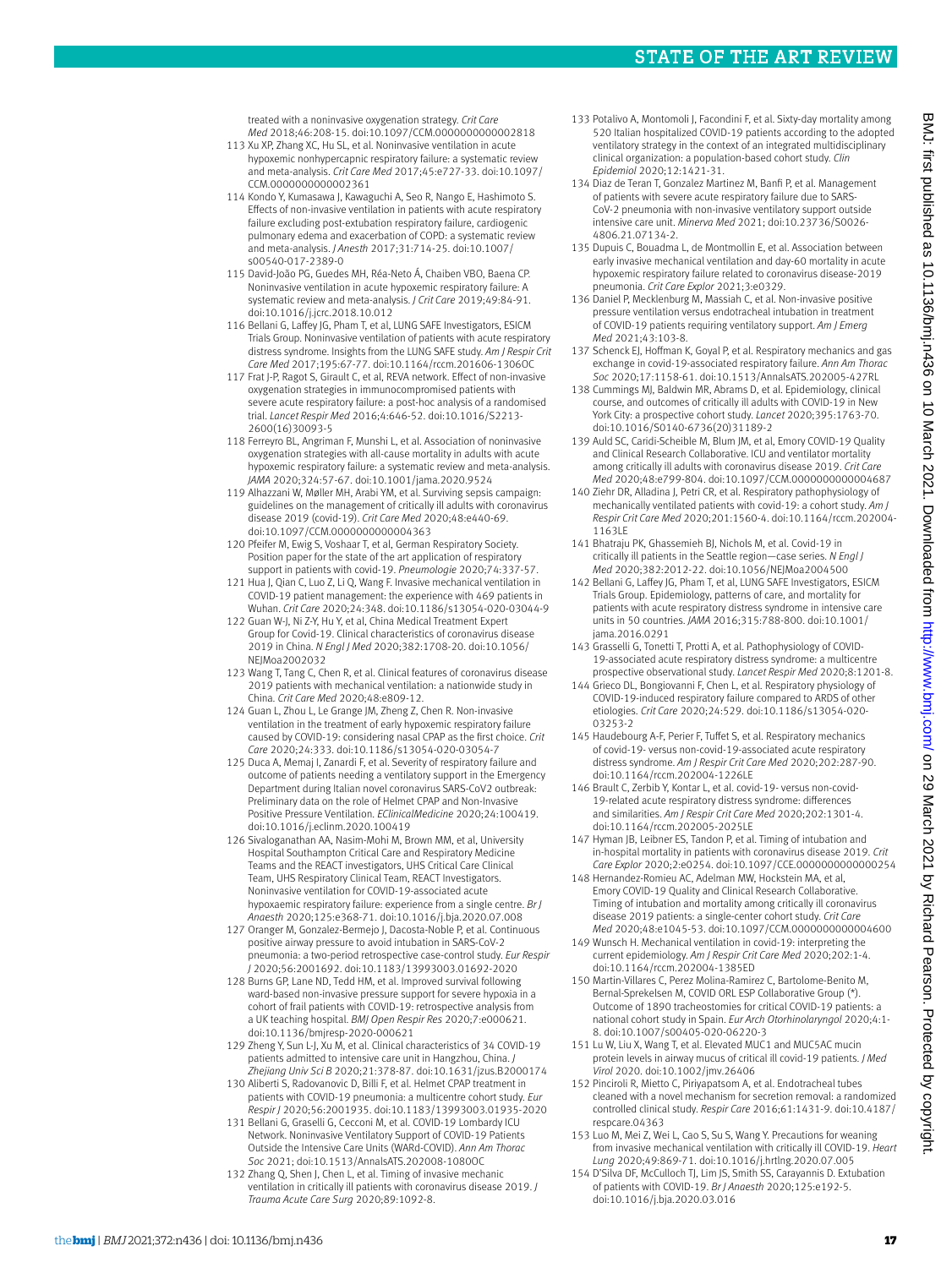treated with a noninvasive oxygenation strategy. *Crit Care Med* 2018;46:208-15. doi:10.1097/CCM.0000000000002818

113 Xu XP, Zhang XC, Hu SL, et al. Noninvasive ventilation in acute hypoxemic nonhypercapnic respiratory failure: a systematic review and meta-analysis. *Crit Care Med* 2017;45:e727-33. doi:10.1097/CCM.0000000000002361

114 Kondo Y, Kumasawa J, Kawaguchi A, Seo R, Nango E, Hashimoto S. Effects of non-invasive ventilation in patients with acute respiratory failure excluding post-extubation respiratory failure, cardiogenic pulmonary edema and exacerbation of COPD: a systematic review and meta-analysis. *J Anesth* 2017;31:714-25. doi:10.1007/s00540-017-2389-0

115 David-João PG, Guedes MH, Réa-Neto Á, Chaiben VBO, Baena CP. Noninvasive ventilation in acute hypoxemic respiratory failure: A systematic review and meta-analysis. *J Crit Care* 2019;49:84-91. doi:10.1016/j.jcrc.2018.10.012

116 Bellani G, Laffey JG, Pham T, et al, LUNG SAFE Investigators, ESICM Trials Group. Noninvasive ventilation of patients with acute respiratory distress syndrome. Insights from the LUNG SAFE study. *Am J Respir Crit Care Med* 2017;195:67-77. doi:10.1164/rccm.201606-1306OC

117 Frat J-P, Ragot S, Girault C, et al, REVA network. Effect of non-invasive oxygenation strategies in immunocompromised patients with severe acute respiratory failure: a post-hoc analysis of a randomised trial. *Lancet Respir Med* 2016;4:646-52. doi:10.1016/S2213-2600(16)30093-5

118 Ferreyro BL, Angriman F, Munshi L, et al. Association of noninvasive oxygenation strategies with all-cause mortality in adults with acute hypoxemic respiratory failure: a systematic review and meta-analysis. *JAMA* 2020;324:57-67. doi:10.1001/jama.2020.9524

119 Alhazzani W, Møller MH, Arabi YM, et al. Surviving sepsis campaign: guidelines on the management of critically ill adults with coronavirus disease 2019 (covid-19). *Crit Care Med* 2020;48:e440-69. doi:10.1097/CCM.0000000000004363

120 Pfeifer M, Ewig S, Voshaar T, et al, German Respiratory Society. Position paper for the state of the art application of respiratory support in patients with covid-19. *Pneumologie* 2020;74:337-57.

121 Hua J, Qian C, Luo Z, Li Q, Wang F. Invasive mechanical ventilation in COVID-19 patient management: the experience with 469 patients in Wuhan. *Crit Care* 2020;24:348. doi:10.1186/s13054-020-03044-9

122 Guan W-J, Ni Z-Y, Hu Y, et al, China Medical Treatment Expert Group for Covid-19. Clinical characteristics of coronavirus disease 2019 in China. *N Engl J Med* 2020;382:1708-20. doi:10.1056/NEJMoa2002032

123 Wang T, Tang C, Chen R, et al. Clinical features of coronavirus disease 2019 patients with mechanical ventilation: a nationwide study in China. *Crit Care Med* 2020;48:e809-12.

124 Guan L, Zhou L, Le Grange JM, Zheng Z, Chen R. Non-invasive ventilation in the treatment of early hypoxemic respiratory failure caused by COVID-19: considering nasal CPAP as the first choice. *Crit Care* 2020;24:333. doi:10.1186/s13054-020-03054-7

125 Duca A, Memaj I, Zanardi F, et al. Severity of respiratory failure and outcome of patients needing a ventilatory support in the Emergency Department during Italian novel coronavirus SARS-CoV2 outbreak: Preliminary data on the role of Helmet CPAP and Non-Invasive Positive Pressure Ventilation. *EClinicalMedicine* 2020;24:100419. doi:10.1016/j.eclinm.2020.100419

126 Sivaloganathan AA, Nasim-Mohi M, Brown MM, et al, University Hospital Southampton Critical Care and Respiratory Medicine Teams and the REACT investigators, UHS Critical Care Clinical Team, UHS Respiratory Clinical Team, REACT Investigators. Noninvasive ventilation for COVID-19-associated acute hypoxaemic respiratory failure: experience from a single centre. *Br J Anaesth* 2020;125:e368-71. doi:10.1016/j.bja.2020.07.008

127 Oranger M, Gonzalez-Bermejo J, Dacosta-Noble P, et al. Continuous positive airway pressure to avoid intubation in SARS-CoV-2 pneumonia: a two-period retrospective case-control study. *Eur Respir J* 2020;56:2001692. doi:10.1183/13993003.01692-2020

128 Burns GP, Lane ND, Tedd HM, et al. Improved survival following ward-based non-invasive pressure support for severe hypoxia in a cohort of frail patients with COVID-19: retrospective analysis from a UK teaching hospital. *BMJ Open Respir Res* 2020;7:e000621. doi:10.1136/bmjresp-2020-000621

129 Zheng Y, Sun L-J, Xu M, et al. Clinical characteristics of 34 COVID-19 patients admitted to intensive care unit in Hangzhou, China. *J Zhejiang Univ Sci B* 2020;21:378-87. doi:10.1631/jzus.B2000174

130 Aliberti S, Radovanovic D, Billi F, et al. Helmet CPAP treatment in patients with COVID-19 pneumonia: a multicentre cohort study. *Eur Respir J* 2020;56:2001935. doi:10.1183/13993003.01935-2020

131 Bellani G, Graselli G, Cecconi M, et al. COVID-19 Lombardy ICU Network. Noninvasive Ventilatory Support of COVID-19 Patients Outside the Intensive Care Units (WARd-COVID). *Ann Am Thorac Soc* 2021; doi:10.1513/AnnalsATS.202008-1080OC

132 Zhang Q, Shen J, Chen L, et al. Timing of invasive mechanic ventilation in critically ill patients with coronavirus disease 2019. *J Trauma Acute Care Surg* 2020;89:1092-8.

133 Potalivo A, Montomoli J, Facondini F, et al. Sixty-day mortality among 520 Italian hospitalized COVID-19 patients according to the adopted ventilatory strategy in the context of an integrated multidisciplinary clinical organization: a population-based cohort study. *Clin Epidemiol* 2020;12:1421-31.

134 Diaz de Teran T, Gonzalez Martinez M, Banfi P, et al. Management of patients with severe acute respiratory failure due to SARS-CoV-2 pneumonia with non-invasive ventilatory support outside intensive care unit. *Minerva Med* 2021; doi:10.23736/S0026-4806.21.07134-2.

135 Dupuis C, Bouadma L, de Montmollin E, et al. Association between early invasive mechanical ventilation and day-60 mortality in acute hypoxemic respiratory failure related to coronavirus disease-2019 pneumonia. *Crit Care Explor* 2021;3:e0329.

136 Daniel P, Mecklenburg M, Massiah C, et al. Non-invasive positive pressure ventilation versus endotracheal intubation in treatment of COVID-19 patients requiring ventilatory support. *Am J Emerg Med* 2021;43:103-8.

137 Schenck EJ, Hoffman K, Goyal P, et al. Respiratory mechanics and gas exchange in covid-19-associated respiratory failure. *Ann Am Thorac Soc* 2020;17:1158-61. doi:10.1513/AnnalsATS.202005-427RL

138 Cummings MJ, Baldwin MR, Abrams D, et al. Epidemiology, clinical course, and outcomes of critically ill adults with COVID-19 in New York City: a prospective cohort study. *Lancet* 2020;395:1763-70. doi:10.1016/S0140-6736(20)31189-2

139 Auld SC, Caridi-Scheible M, Blum JM, et al, Emory COVID-19 Quality and Clinical Research Collaborative. ICU and ventilator mortality among critically ill adults with coronavirus disease 2019. *Crit Care Med* 2020;48:e799-804. doi:10.1097/CCM.0000000000004687

140 Ziehr DR, Alladina J, Petri CR, et al. Respiratory pathophysiology of mechanically ventilated patients with covid-19: a cohort study. *Am J Respir Crit Care Med* 2020;201:1560-4. doi:10.1164/rccm.202004-1163LE

141 Bhatraju PK, Ghassemieh BJ, Nichols M, et al. Covid-19 in critically ill patients in the Seattle region—case series. *N Engl J Med* 2020;382:2012-22. doi:10.1056/NEJMoa2004500

142 Bellani G, Laffey JG, Pham T, et al, LUNG SAFE Investigators, ESICM Trials Group. Epidemiology, patterns of care, and mortality for patients with acute respiratory distress syndrome in intensive care units in 50 countries. *JAMA* 2016;315:788-800. doi:10.1001/jama.2016.0291

143 Grasselli G, Tonetti T, Protti A, et al. Pathophysiology of COVID-19-associated acute respiratory distress syndrome: a multicentre prospective observational study. *Lancet Respir Med* 2020;8:1201-8.

144 Grieco DL, Bongiovanni F, Chen L, et al. Respiratory physiology of COVID-19-induced respiratory failure compared to ARDS of other etiologies. *Crit Care* 2020;24:529. doi:10.1186/s13054-020-03253-2

145 Haudebourg A-F, Perier F, Tuffet S, et al. Respiratory mechanics of covid-19- versus non-covid-19-associated acute respiratory distress syndrome. *Am J Respir Crit Care Med* 2020;202:287-90. doi:10.1164/rccm.202004-1226LE

146 Brault C, Zerbib Y, Kontar L, et al. covid-19- versus non-covid-19-related acute respiratory distress syndrome: differences and similarities. *Am J Respir Crit Care Med* 2020;202:1301-4. doi:10.1164/rccm.202005-2025LE

147 Hyman JB, Leibner ES, Tandon P, et al. Timing of intubation and in-hospital mortality in patients with coronavirus disease 2019. *Crit Care Explor* 2020;2:e0254. doi:10.1097/CCE.0000000000000254

148 Hernandez-Romieu AC, Adelman MW, Hockstein MA, et al, Emory COVID-19 Quality and Clinical Research Collaborative. Timing of intubation and mortality among critically ill coronavirus disease 2019 patients: a single-center cohort study. *Crit Care Med* 2020;48:e1045-53. doi:10.1097/CCM.0000000000004600

149 Wunsch H. Mechanical ventilation in covid-19: interpreting the current epidemiology. *Am J Respir Crit Care Med* 2020;202:1-4. doi:10.1164/rccm.202004-1385ED

150 Martin-Villares C, Perez Molina-Ramirez C, Bartolome-Benito M, Bernal-Sprekelsen M, COVID ORL ESP Collaborative Group (*). Outcome of 1890 tracheostomies for critical COVID-19 patients: a national cohort study in Spain. *Eur Arch Otorhinolaryngol* 2020;4:1-8. doi:10.1007/s00405-020-06220-3

151 Lu W, Liu X, Wang T, et al. Elevated MUC1 and MUC5AC mucin protein levels in airway mucus of critical ill covid-19 patients. *J Med Virol* 2020. doi:10.1002/jmv.26406

152 Pinciroli R, Mietto C, Piriyapatsom A, et al. Endotracheal tubes cleaned with a novel mechanism for secretion removal: a randomized controlled clinical study. *Respir Care* 2016;61:1431-9. doi:10.4187/respcare.04363

153 Luo M, Mei Z, Wei L, Cao S, Su S, Wang Y. Precautions for weaning from invasive mechanical ventilation with critically ill COVID-19. *Heart Lung* 2020;49:869-71. doi:10.1016/j.hrtlng.2020.07.005

154 D'Silva DF, McCulloch TJ, Lim JS, Smith SS, Carayannis D. Extubation of patients with COVID-19. *Br J Anaesth* 2020;125:e192-5. doi:10.1016/j.bja.2020.03.016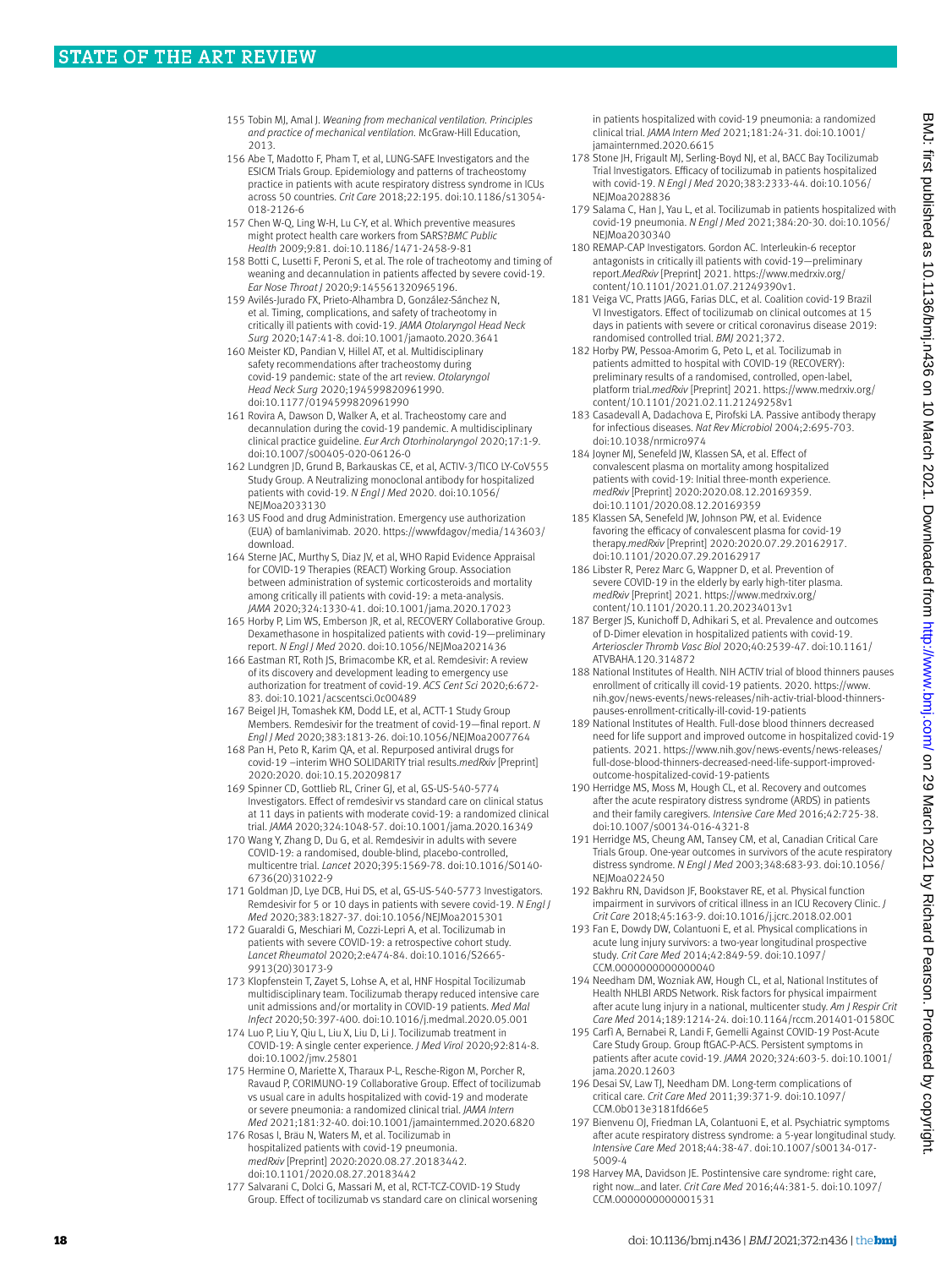155 Tobin MJ, Amal J. *Weaning from mechanical ventilation. Principles and practice of mechanical ventilation.* McGraw-Hill Education, 2013.

156 Abe T, Madotto F, Pham T, et al, LUNG-SAFE Investigators and the ESICM Trials Group. Epidemiology and patterns of tracheostomy practice in patients with acute respiratory distress syndrome in ICUs across 50 countries. *Crit Care* 2018;22:195. doi:10.1186/s13054-018-2126-6

157 Chen W-Q, Ling W-H, Lu C-Y, et al. Which preventive measures might protect health care workers from SARS?*BMC Public Health* 2009;9:81. doi:10.1186/1471-2458-9-81

158 Botti C, Lusetti F, Peroni S, et al. The role of tracheotomy and timing of weaning and decannulation in patients affected by severe covid-19. *Ear Nose Throat J* 2020;9:145561320965196.

159 Avilés-Jurado FX, Prieto-Alhambra D, González-Sánchez N, et al. Timing, complications, and safety of tracheotomy in critically ill patients with covid-19. *JAMA Otolaryngol Head Neck Surg* 2020;147:41-8. doi:10.1001/jamaoto.2020.3641

160 Meister KD, Pandian V, Hillel AT, et al. Multidisciplinary safety recommendations after tracheostomy during covid-19 pandemic: state of the art review. *Otolaryngol Head Neck Surg* 2020;194599820961990. doi:10.1177/0194599820961990

161 Rovira A, Dawson D, Walker A, et al. Tracheostomy care and decannulation during the covid-19 pandemic. A multidisciplinary clinical practice guideline. *Eur Arch Otorhinolaryngol* 2020;17:1-9. doi:10.1007/s00405-020-06126-0

162 Lundgren JD, Grund B, Barkauskas CE, et al, ACTIV-3/TICO LY-CoV555 Study Group. A Neutralizing monoclonal antibody for hospitalized patients with covid-19. *N Engl J Med* 2020. doi:10.1056/NEJMoa2033130

163 US Food and drug Administration. Emergency use authorization (EUA) of bamlanivimab. 2020. https://wwwfdagov/media/143603/download.

164 Sterne JAC, Murthy S, Diaz JV, et al, WHO Rapid Evidence Appraisal for COVID-19 Therapies (REACT) Working Group. Association between administration of systemic corticosteroids and mortality among critically ill patients with covid-19: a meta-analysis. *JAMA* 2020;324:1330-41. doi:10.1001/jama.2020.17023

165 Horby P, Lim WS, Emberson JR, et al, RECOVERY Collaborative Group. Dexamethasone in hospitalized patients with covid-19—preliminary report. *N Engl J Med* 2020. doi:10.1056/NEJMoa2021436

166 Eastman RT, Roth JS, Brimacombe KR, et al. Remdesivir: A review of its discovery and development leading to emergency use authorization for treatment of covid-19. *ACS Cent Sci* 2020;6:672-83. doi:10.1021/acscentsci.0c00489

167 Beigel JH, Tomashek KM, Dodd LE, et al, ACTT-1 Study Group Members. Remdesivir for the treatment of covid-19—final report. *N Engl J Med* 2020;383:1813-26. doi:10.1056/NEJMoa2007764

168 Pan H, Peto R, Karim QA, et al. Repurposed antiviral drugs for covid-19 –interim WHO SOLIDARITY trial results.*medRxiv* [Preprint] 2020:2020. doi:10.15.20209817

169 Spinner CD, Gottlieb RL, Criner GJ, et al, GS-US-540-5774 Investigators. Effect of remdesivir vs standard care on clinical status at 11 days in patients with moderate covid-19: a randomized clinical trial. *JAMA* 2020;324:1048-57. doi:10.1001/jama.2020.16349

170 Wang Y, Zhang D, Du G, et al. Remdesivir in adults with severe COVID-19: a randomised, double-blind, placebo-controlled, multicentre trial. *Lancet* 2020;395:1569-78. doi:10.1016/S0140-6736(20)31022-9

171 Goldman JD, Lye DCB, Hui DS, et al, GS-US-540-5773 Investigators. Remdesivir for 5 or 10 days in patients with severe covid-19. *N Engl J Med* 2020;383:1827-37. doi:10.1056/NEJMoa2015301

172 Guaraldi G, Meschiari M, Cozzi-Lepri A, et al. Tocilizumab in patients with severe COVID-19: a retrospective cohort study. *Lancet Rheumatol* 2020;2:e474-84. doi:10.1016/S2665-9913(20)30173-9

173 Klopfenstein T, Zayet S, Lohse A, et al, HNF Hospital Tocilizumab multidisciplinary team. Tocilizumab therapy reduced intensive care unit admissions and/or mortality in COVID-19 patients. *Med Mal Infect* 2020;50:397-400. doi:10.1016/j.medmal.2020.05.001

174 Luo P, Liu Y, Qiu L, Liu X, Liu D, Li J. Tocilizumab treatment in COVID-19: A single center experience. *J Med Virol* 2020;92:814-8. doi:10.1002/jmv.25801

175 Hermine O, Mariette X, Tharaux P-L, Resche-Rigon M, Porcher R, Ravaud P, CORIMUNO-19 Collaborative Group. Effect of tocilizumab vs usual care in adults hospitalized with covid-19 and moderate or severe pneumonia: a randomized clinical trial. *JAMA Intern Med* 2021;181:32-40. doi:10.1001/jamainternmed.2020.6820

176 Rosas I, Bräu N, Waters M, et al. Tocilizumab in hospitalized patients with covid-19 pneumonia. *medRxiv* [Preprint] 2020:2020.08.27.20183442. doi:10.1101/2020.08.27.20183442

177 Salvarani C, Dolci G, Massari M, et al, RCT-TCZ-COVID-19 Study Group. Effect of tocilizumab vs standard care on clinical worsening in patients hospitalized with covid-19 pneumonia: a randomized clinical trial. *JAMA Intern Med* 2021;181:24-31. doi:10.1001/jamainternmed.2020.6615

178 Stone JH, Frigault MJ, Serling-Boyd NJ, et al, BACC Bay Tocilizumab Trial Investigators. Efficacy of tocilizumab in patients hospitalized with covid-19. *N Engl J Med* 2020;383:2333-44. doi:10.1056/NEJMoa2028836

179 Salama C, Han J, Yau L, et al. Tocilizumab in patients hospitalized with covid-19 pneumonia. *N Engl J Med* 2021;384:20-30. doi:10.1056/NEJMoa2030340

180 REMAP-CAP Investigators. Gordon AC. Interleukin-6 receptor antagonists in critically ill patients with covid-19—preliminary report.*MedRxiv* [Preprint] 2021. https://www.medrxiv.org/content/10.1101/2021.01.07.21249390v1.

181 Veiga VC, Pratts JAGG, Farias DLC, et al. Coalition covid-19 Brazil VI Investigators. Effect of tocilizumab on clinical outcomes at 15 days in patients with severe or critical coronavirus disease 2019: randomised controlled trial. *BMJ* 2021;372.

182 Horby PW, Pessoa-Amorim G, Peto L, et al. Tocilizumab in patients admitted to hospital with COVID-19 (RECOVERY): preliminary results of a randomised, controlled, open-label, platform trial.*medRxiv* [Preprint] 2021. https://www.medrxiv.org/content/10.1101/2021.02.11.21249258v1

183 Casadevall A, Dadachova E, Pirofski LA. Passive antibody therapy for infectious diseases. *Nat Rev Microbiol* 2004;2:695-703. doi:10.1038/nrmicro974

184 Joyner MJ, Senefeld JW, Klassen SA, et al. Effect of convalescent plasma on mortality among hospitalized patients with covid-19: Initial three-month experience. *medRxiv* [Preprint] 2020:2020.08.12.20169359. doi:10.1101/2020.08.12.20169359

185 Klassen SA, Senefeld JW, Johnson PW, et al. Evidence favoring the efficacy of convalescent plasma for covid-19 therapy.*medRxiv* [Preprint] 2020:2020.07.29.20162917. doi:10.1101/2020.07.29.20162917

186 Libster R, Perez Marc G, Wappner D, et al. Prevention of severe COVID-19 in the elderly by early high-titer plasma. *medRxiv* [Preprint] 2021. https://www.medrxiv.org/content/10.1101/2020.11.20.20234013v1

187 Berger JS, Kunichoff D, Adhikari S, et al. Prevalence and outcomes of D-Dimer elevation in hospitalized patients with covid-19. *Arterioscler Thromb Vasc Biol* 2020;40:2539-47. doi:10.1161/ATVBAHA.120.314872

188 National Institutes of Health. NIH ACTIV trial of blood thinners pauses enrollment of critically ill covid-19 patients. 2020. https://www.nih.gov/news-events/news-releases/nih-activ-trial-blood-thinners-pauses-enrollment-critically-ill-covid-19-patients

189 National Institutes of Health. Full-dose blood thinners decreased need for life support and improved outcome in hospitalized covid-19 patients. 2021. https://www.nih.gov/news-events/news-releases/full-dose-blood-thinners-decreased-need-life-support-improved-outcome-hospitalized-covid-19-patients

190 Herridge MS, Moss M, Hough CL, et al. Recovery and outcomes after the acute respiratory distress syndrome (ARDS) in patients and their family caregivers. *Intensive Care Med* 2016;42:725-38. doi:10.1007/s00134-016-4321-8

191 Herridge MS, Cheung AM, Tansey CM, et al, Canadian Critical Care Trials Group. One-year outcomes in survivors of the acute respiratory distress syndrome. *N Engl J Med* 2003;348:683-93. doi:10.1056/NEJMoa022450

192 Bakhru RN, Davidson JF, Bookstaver RE, et al. Physical function impairment in survivors of critical illness in an ICU Recovery Clinic. *J Crit Care* 2018;45:163-9. doi:10.1016/j.jcrc.2018.02.001

193 Fan E, Dowdy DW, Colantuoni E, et al. Physical complications in acute lung injury survivors: a two-year longitudinal prospective study. *Crit Care Med* 2014;42:849-59. doi:10.1097/CCM.0000000000000040

194 Needham DM, Wozniak AW, Hough CL, et al, National Institutes of Health NHLBI ARDS Network. Risk factors for physical impairment after acute lung injury in a national, multicenter study. *Am J Respir Crit Care Med* 2014;189:1214-24. doi:10.1164/rccm.201401-0158OC

195 Carfì A, Bernabei R, Landi F, Gemelli Against COVID-19 Post-Acute Care Study Group. Group ftGAC-P-ACS. Persistent symptoms in patients after acute covid-19. *JAMA* 2020;324:603-5. doi:10.1001/jama.2020.12603

196 Desai SV, Law TJ, Needham DM. Long-term complications of critical care. *Crit Care Med* 2011;39:371-9. doi:10.1097/CCM.0b013e3181fd66e5

197 Bienvenu OJ, Friedman LA, Colantuoni E, et al. Psychiatric symptoms after acute respiratory distress syndrome: a 5-year longitudinal study. *Intensive Care Med* 2018;44:38-47. doi:10.1007/s00134-017-5009-4

198 Harvey MA, Davidson JE. Postintensive care syndrome: right care, right now...and later. *Crit Care Med* 2016;44:381-5. doi:10.1097/CCM.0000000000001531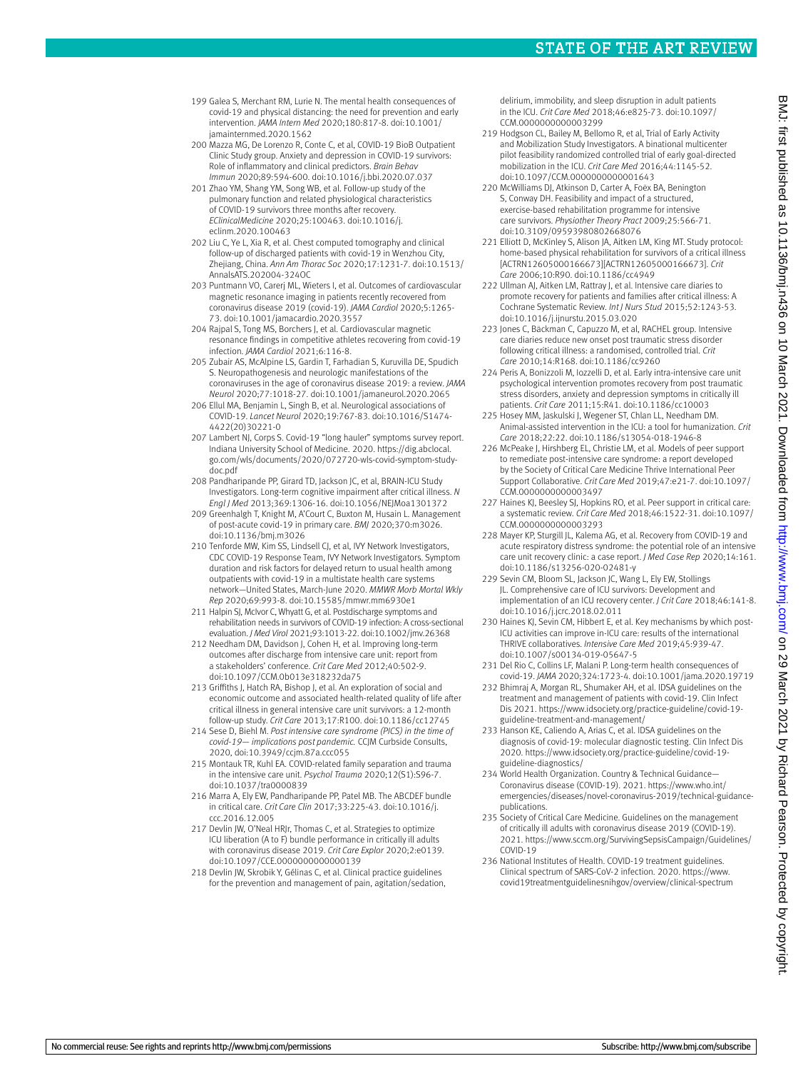199 Galea S, Merchant RM, Lurie N. The mental health consequences of covid-19 and physical distancing: the need for prevention and early intervention. *JAMA Intern Med* 2020;180:817-8. doi:10.1001/jamainternmed.2020.1562

200 Mazza MG, De Lorenzo R, Conte C, et al, COVID-19 BioB Outpatient Clinic Study group. Anxiety and depression in COVID-19 survivors: Role of inflammatory and clinical predictors. *Brain Behav Immun* 2020;89:594-600. doi:10.1016/j.bbi.2020.07.037

201 Zhao YM, Shang YM, Song WB, et al. Follow-up study of the pulmonary function and related physiological characteristics of COVID-19 survivors three months after recovery. *EClinicalMedicine* 2020;25:100463. doi:10.1016/j.eclinm.2020.100463

202 Liu C, Ye L, Xia R, et al. Chest computed tomography and clinical follow-up of discharged patients with covid-19 in Wenzhou City, Zhejiang, China. *Ann Am Thorac Soc* 2020;17:1231-7. doi:10.1513/AnnalsATS.202004-324OC

203 Puntmann VO, Carerj ML, Wieters I, et al. Outcomes of cardiovascular magnetic resonance imaging in patients recently recovered from coronavirus disease 2019 (covid-19). *JAMA Cardiol* 2020;5:1265-73. doi:10.1001/jamacardio.2020.3557

204 Rajpal S, Tong MS, Borchers J, et al. Cardiovascular magnetic resonance findings in competitive athletes recovering from covid-19 infection. *JAMA Cardiol* 2021;6:116-8.

205 Zubair AS, McAlpine LS, Gardin T, Farhadian S, Kuruvilla DE, Spudich S. Neuropathogenesis and neurologic manifestations of the coronaviruses in the age of coronavirus disease 2019: a review. *JAMA Neurol* 2020;77:1018-27. doi:10.1001/jamaneurol.2020.2065

206 Ellul MA, Benjamin L, Singh B, et al. Neurological associations of COVID-19. *Lancet Neurol* 2020;19:767-83. doi:10.1016/S1474-4422(20)30221-0

207 Lambert NJ, Corps S. Covid-19 "long hauler" symptoms survey report. Indiana University School of Medicine. 2020. https://dig.abclocal.go.com/wls/documents/2020/072720-wls-covid-symptom-study-doc.pdf

208 Pandharipande PP, Girard TD, Jackson JC, et al, BRAIN-ICU Study Investigators. Long-term cognitive impairment after critical illness. *N Engl J Med* 2013;369:1306-16. doi:10.1056/NEJMoa1301372

209 Greenhalgh T, Knight M, A'Court C, Buxton M, Husain L. Management of post-acute covid-19 in primary care. *BMJ* 2020;370:m3026. doi:10.1136/bmj.m3026

210 Tenforde MW, Kim SS, Lindsell CJ, et al, IVY Network Investigators, CDC COVID-19 Response Team, IVY Network Investigators. Symptom duration and risk factors for delayed return to usual health among outpatients with covid-19 in a multistate health care systems network—United States, March-June 2020. *MMWR Morb Mortal Wkly Rep* 2020;69:993-8. doi:10.15585/mmwr.mm6930e1

211 Halpin SJ, McIvor C, Whyatt G, et al. Postdischarge symptoms and rehabilitation needs in survivors of COVID-19 infection: A cross-sectional evaluation. *J Med Virol* 2021;93:1013-22. doi:10.1002/jmv.26368

212 Needham DM, Davidson J, Cohen H, et al. Improving long-term outcomes after discharge from intensive care unit: report from a stakeholders' conference. *Crit Care Med* 2012;40:502-9. doi:10.1097/CCM.0b013e318232da75

213 Griffiths J, Hatch RA, Bishop J, et al. An exploration of social and economic outcome and associated health-related quality of life after critical illness in general intensive care unit survivors: a 12-month follow-up study. *Crit Care* 2013;17:R100. doi:10.1186/cc12745

214 Sese D, Biehl M. *Post intensive care syndrome (PICS) in the time of covid-19— implications post pandemic.* CCJM Curbside Consults, 2020, doi:10.3949/ccjm.87a.ccc055

215 Montauk TR, Kuhl EA. COVID-related family separation and trauma in the intensive care unit. *Psychol Trauma* 2020;12(S1):S96-7. doi:10.1037/tra0000839

216 Marra A, Ely EW, Pandharipande PP, Patel MB. The ABCDEF bundle in critical care. *Crit Care Clin* 2017;33:225-43. doi:10.1016/j.ccc.2016.12.005

217 Devlin JW, O'Neal HRJr, Thomas C, et al. Strategies to optimize ICU liberation (A to F) bundle performance in critically ill adults with coronavirus disease 2019. *Crit Care Explor* 2020;2:e0139. doi:10.1097/CCE.0000000000000139

218 Devlin JW, Skrobik Y, Gélinas C, et al. Clinical practice guidelines for the prevention and management of pain, agitation/sedation, delirium, immobility, and sleep disruption in adult patients in the ICU. *Crit Care Med* 2018;46:e825-73. doi:10.1097/CCM.0000000000003299

219 Hodgson CL, Bailey M, Bellomo R, et al, Trial of Early Activity and Mobilization Study Investigators. A binational multicenter pilot feasibility randomized controlled trial of early goal-directed mobilization in the ICU. *Crit Care Med* 2016;44:1145-52. doi:10.1097/CCM.0000000000001643

220 McWilliams DJ, Atkinson D, Carter A, Foëx BA, Benington S, Conway DH. Feasibility and impact of a structured, exercise-based rehabilitation programme for intensive care survivors. *Physiother Theory Pract* 2009;25:566-71. doi:10.3109/09593980802668076

221 Elliott D, McKinley S, Alison JA, Aitken LM, King MT. Study protocol: home-based physical rehabilitation for survivors of a critical illness [ACTRN12605000166673][ACTRN12605000166673]. *Crit Care* 2006;10:R90. doi:10.1186/cc4949

222 Ullman AJ, Aitken LM, Rattray J, et al. Intensive care diaries to promote recovery for patients and families after critical illness: A Cochrane Systematic Review. *Int J Nurs Stud* 2015;52:1243-53. doi:10.1016/j.ijnurstu.2015.03.020

223 Jones C, Bäckman C, Capuzzo M, et al, RACHEL group. Intensive care diaries reduce new onset post traumatic stress disorder following critical illness: a randomised, controlled trial. *Crit Care* 2010;14:R168. doi:10.1186/cc9260

224 Peris A, Bonizzoli M, Iozzelli D, et al. Early intra-intensive care unit psychological intervention promotes recovery from post traumatic stress disorders, anxiety and depression symptoms in critically ill patients. *Crit Care* 2011;15:R41. doi:10.1186/cc10003

225 Hosey MM, Jaskulski J, Wegener ST, Chlan LL, Needham DM. Animal-assisted intervention in the ICU: a tool for humanization. *Crit Care* 2018;22:22. doi:10.1186/s13054-018-1946-8

226 McPeake J, Hirshberg EL, Christie LM, et al. Models of peer support to remediate post-intensive care syndrome: a report developed by the Society of Critical Care Medicine Thrive International Peer Support Collaborative. *Crit Care Med* 2019;47:e21-7. doi:10.1097/CCM.0000000000003497

227 Haines KJ, Beesley SJ, Hopkins RO, et al. Peer support in critical care: a systematic review. *Crit Care Med* 2018;46:1522-31. doi:10.1097/CCM.0000000000003293

228 Mayer KP, Sturgill JL, Kalema AG, et al. Recovery from COVID-19 and acute respiratory distress syndrome: the potential role of an intensive care unit recovery clinic: a case report. *J Med Case Rep* 2020;14:161. doi:10.1186/s13256-020-02481-y

229 Sevin CM, Bloom SL, Jackson JC, Wang L, Ely EW, Stollings JL. Comprehensive care of ICU survivors: Development and implementation of an ICU recovery center. *J Crit Care* 2018;46:141-8. doi:10.1016/j.jcrc.2018.02.011

230 Haines KJ, Sevin CM, Hibbert E, et al. Key mechanisms by which post-ICU activities can improve in-ICU care: results of the international THRIVE collaboratives. *Intensive Care Med* 2019;45:939-47. doi:10.1007/s00134-019-05647-5

231 Del Rio C, Collins LF, Malani P. Long-term health consequences of covid-19. *JAMA* 2020;324:1723-4. doi:10.1001/jama.2020.19719

232 Bhimraj A, Morgan RL, Shumaker AH, et al. IDSA guidelines on the treatment and management of patients with covid-19. Clin Infect Dis 2021. https://www.idsociety.org/practice-guideline/covid-19-guideline-treatment-and-management/

233 Hanson KE, Caliendo A, Arias C, et al. IDSA guidelines on the diagnosis of covid-19: molecular diagnostic testing. Clin Infect Dis 2020. https://www.idsociety.org/practice-guideline/covid-19-guideline-diagnostics/

234 World Health Organization. Country & Technical Guidance—Coronavirus disease (COVID-19). 2021. https://www.who.int/emergencies/diseases/novel-coronavirus-2019/technical-guidance-publications.

235 Society of Critical Care Medicine. Guidelines on the management of critically ill adults with coronavirus disease 2019 (COVID-19). 2021. https://www.sccm.org/SurvivingSepsisCampaign/Guidelines/COVID-19

236 National Institutes of Health. COVID-19 treatment guidelines. Clinical spectrum of SARS-CoV-2 infection. 2020. https://www.covid19treatmentguidelinesnihgov/overview/clinical-spectrum